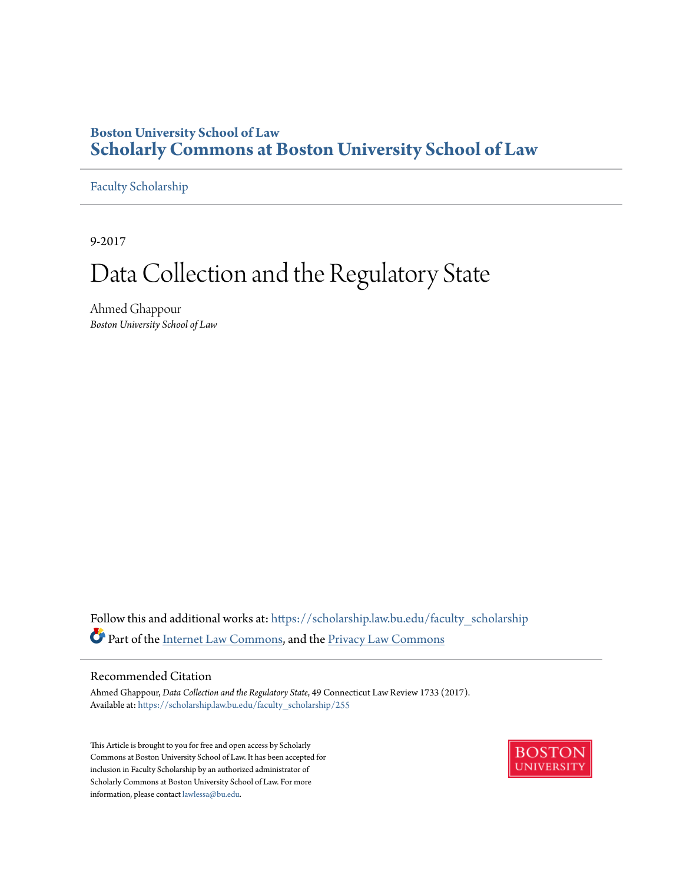**Boston University School of Law**

**Scholarly Commons at Boston University School of Law**

Faculty Scholarship

9-2017

# Data Collection and the Regulatory State

Ahmed Ghappour

*Boston University School of Law*

Follow this and additional works at: https://scholarship.law.bu.edu/faculty_scholarship

Part of the Internet Law Commons, and the Privacy Law Commons

## Recommended Citation

Ahmed Ghappour, *Data Collection and the Regulatory State*, 49 Connecticut Law Review 1733 (2017).
Available at: https://scholarship.law.bu.edu/faculty_scholarship/255

This Article is brought to you for free and open access by Scholarly Commons at Boston University School of Law. It has been accepted for inclusion in Faculty Scholarship by an authorized administrator of Scholarly Commons at Boston University School of Law. For more information, please contact lawlessa@bu.edu.

BOSTON UNIVERSITY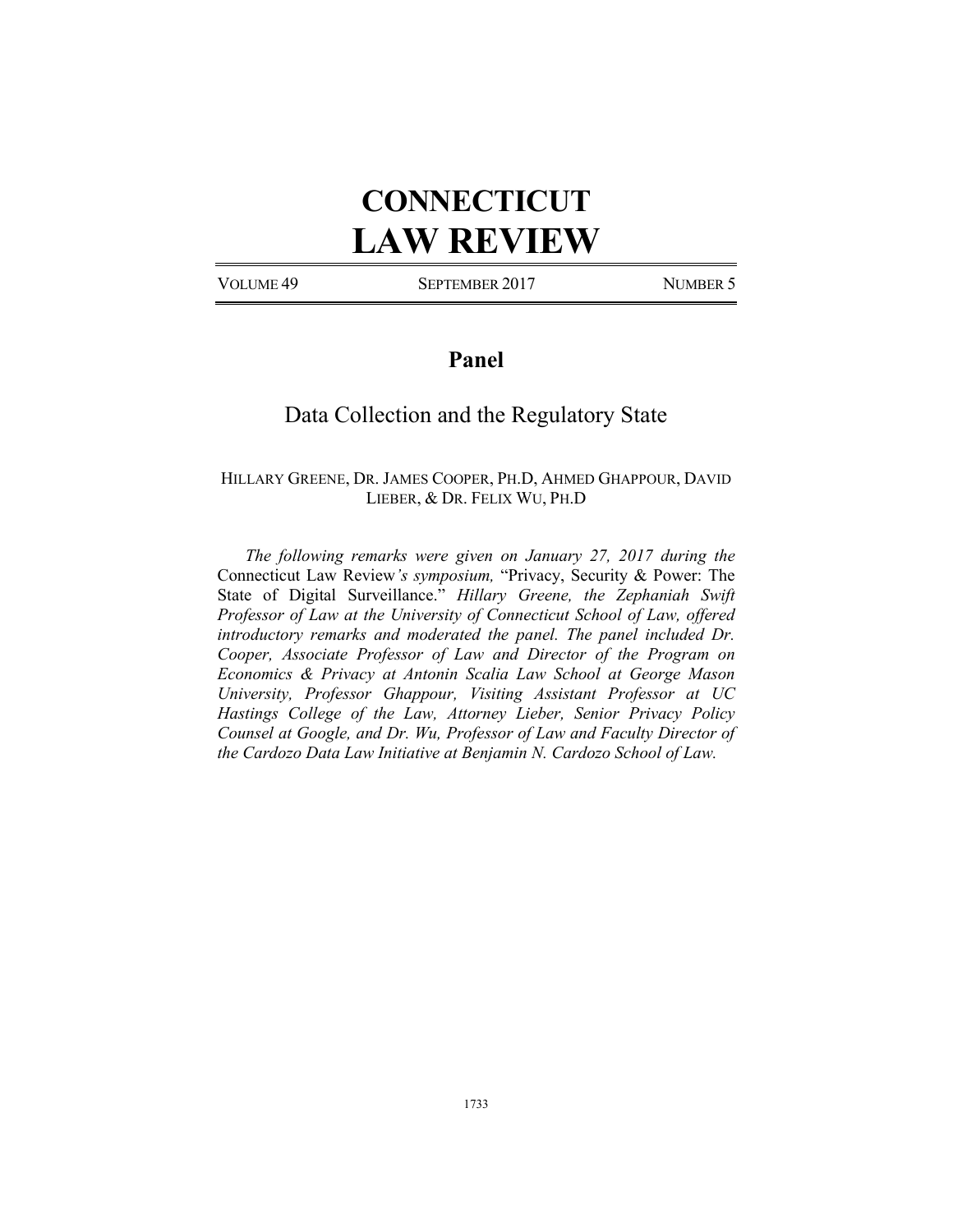# CONNECTICUT LAW REVIEW

VOLUME 49 — SEPTEMBER 2017 — NUMBER 5

## Panel

### Data Collection and the Regulatory State

HILLARY GREENE, DR. JAMES COOPER, PH.D, AHMED GHAPPOUR, DAVID LIEBER, & DR. FELIX WU, PH.D

*The following remarks were given on January 27, 2017 during the* Connecticut Law Review*'s symposium,* "Privacy, Security & Power: The State of Digital Surveillance." *Hillary Greene, the Zephaniah Swift Professor of Law at the University of Connecticut School of Law, offered introductory remarks and moderated the panel. The panel included Dr. Cooper, Associate Professor of Law and Director of the Program on Economics & Privacy at Antonin Scalia Law School at George Mason University, Professor Ghappour, Visiting Assistant Professor at UC Hastings College of the Law, Attorney Lieber, Senior Privacy Policy Counsel at Google, and Dr. Wu, Professor of Law and Faculty Director of the Cardozo Data Law Initiative at Benjamin N. Cardozo School of Law.*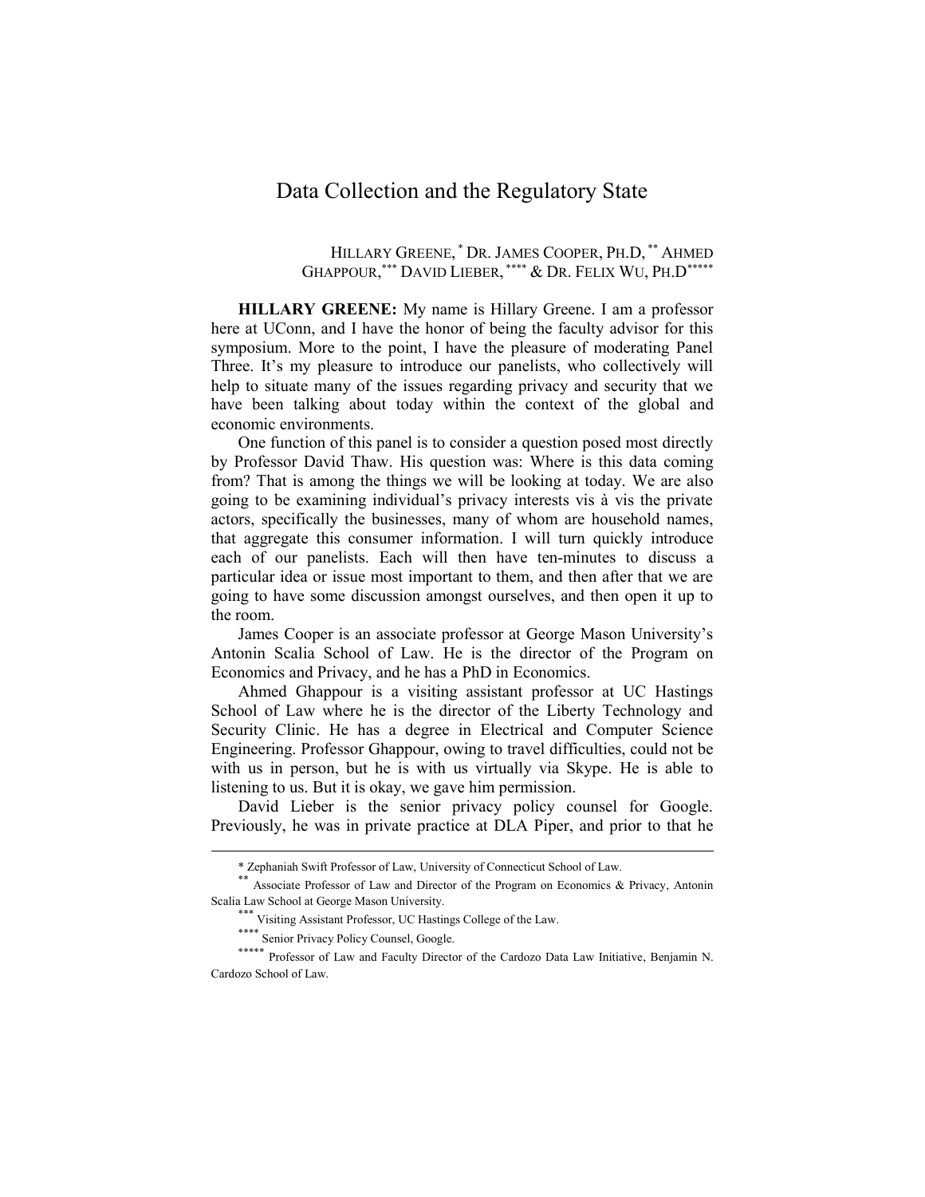# Data Collection and the Regulatory State

HILLARY GREENE,[*] DR. JAMES COOPER, PH.D,[**] AHMED GHAPPOUR,[***] DAVID LIEBER,[****] & DR. FELIX WU, PH.D[*****]

**HILLARY GREENE:** My name is Hillary Greene. I am a professor here at UConn, and I have the honor of being the faculty advisor for this symposium. More to the point, I have the pleasure of moderating Panel Three. It's my pleasure to introduce our panelists, who collectively will help to situate many of the issues regarding privacy and security that we have been talking about today within the context of the global and economic environments.

One function of this panel is to consider a question posed most directly by Professor David Thaw. His question was: Where is this data coming from? That is among the things we will be looking at today. We are also going to be examining individual's privacy interests vis à vis the private actors, specifically the businesses, many of whom are household names, that aggregate this consumer information. I will turn quickly introduce each of our panelists. Each will then have ten-minutes to discuss a particular idea or issue most important to them, and then after that we are going to have some discussion amongst ourselves, and then open it up to the room.

James Cooper is an associate professor at George Mason University's Antonin Scalia School of Law. He is the director of the Program on Economics and Privacy, and he has a PhD in Economics.

Ahmed Ghappour is a visiting assistant professor at UC Hastings School of Law where he is the director of the Liberty Technology and Security Clinic. He has a degree in Electrical and Computer Science Engineering. Professor Ghappour, owing to travel difficulties, could not be with us in person, but he is with us virtually via Skype. He is able to listening to us. But it is okay, we gave him permission.

David Lieber is the senior privacy policy counsel for Google. Previously, he was in private practice at DLA Piper, and prior to that he

---

[*] Zephaniah Swift Professor of Law, University of Connecticut School of Law.

[**] Associate Professor of Law and Director of the Program on Economics & Privacy, Antonin Scalia Law School at George Mason University.

[***] Visiting Assistant Professor, UC Hastings College of the Law.

[****] Senior Privacy Policy Counsel, Google.

[*****] Professor of Law and Faculty Director of the Cardozo Data Law Initiative, Benjamin N. Cardozo School of Law.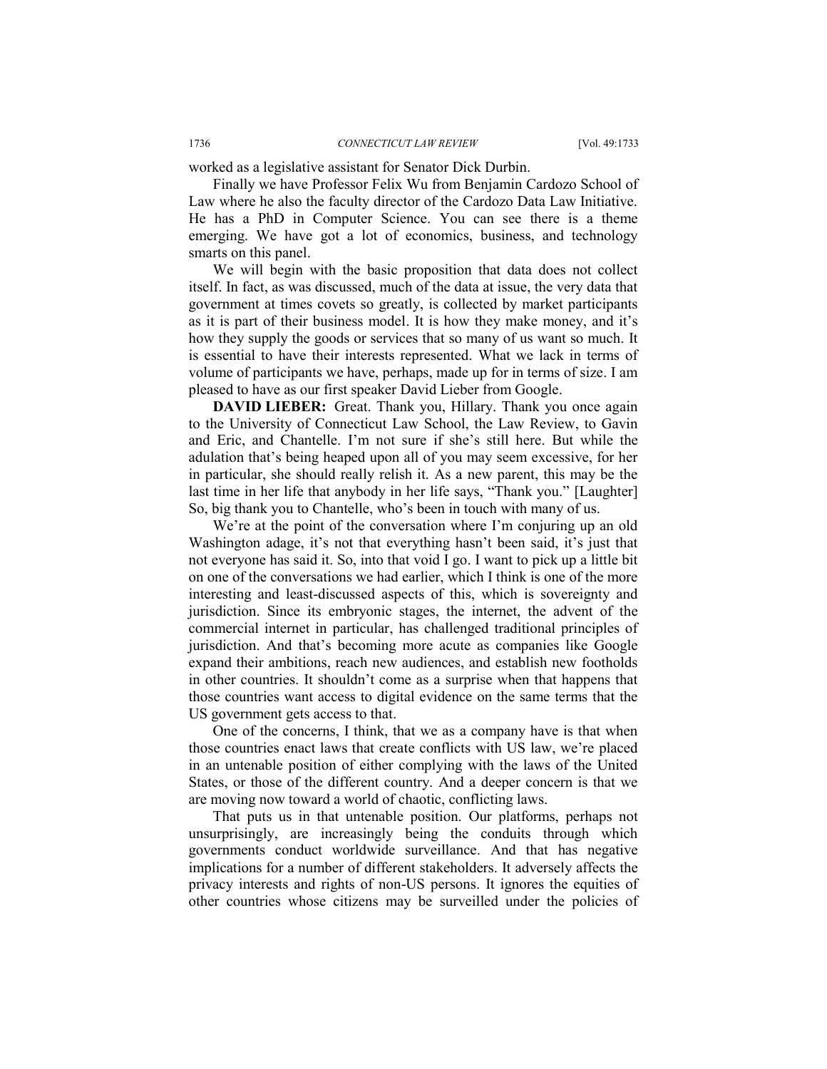worked as a legislative assistant for Senator Dick Durbin.

Finally we have Professor Felix Wu from Benjamin Cardozo School of Law where he also the faculty director of the Cardozo Data Law Initiative. He has a PhD in Computer Science. You can see there is a theme emerging. We have got a lot of economics, business, and technology smarts on this panel.

We will begin with the basic proposition that data does not collect itself. In fact, as was discussed, much of the data at issue, the very data that government at times covets so greatly, is collected by market participants as it is part of their business model. It is how they make money, and it's how they supply the goods or services that so many of us want so much. It is essential to have their interests represented. What we lack in terms of volume of participants we have, perhaps, made up for in terms of size. I am pleased to have as our first speaker David Lieber from Google.

**DAVID LIEBER:** Great. Thank you, Hillary. Thank you once again to the University of Connecticut Law School, the Law Review, to Gavin and Eric, and Chantelle. I'm not sure if she's still here. But while the adulation that's being heaped upon all of you may seem excessive, for her in particular, she should really relish it. As a new parent, this may be the last time in her life that anybody in her life says, "Thank you." [Laughter] So, big thank you to Chantelle, who's been in touch with many of us.

We're at the point of the conversation where I'm conjuring up an old Washington adage, it's not that everything hasn't been said, it's just that not everyone has said it. So, into that void I go. I want to pick up a little bit on one of the conversations we had earlier, which I think is one of the more interesting and least-discussed aspects of this, which is sovereignty and jurisdiction. Since its embryonic stages, the internet, the advent of the commercial internet in particular, has challenged traditional principles of jurisdiction. And that's becoming more acute as companies like Google expand their ambitions, reach new audiences, and establish new footholds in other countries. It shouldn't come as a surprise when that happens that those countries want access to digital evidence on the same terms that the US government gets access to that.

One of the concerns, I think, that we as a company have is that when those countries enact laws that create conflicts with US law, we're placed in an untenable position of either complying with the laws of the United States, or those of the different country. And a deeper concern is that we are moving now toward a world of chaotic, conflicting laws.

That puts us in that untenable position. Our platforms, perhaps not unsurprisingly, are increasingly being the conduits through which governments conduct worldwide surveillance. And that has negative implications for a number of different stakeholders. It adversely affects the privacy interests and rights of non-US persons. It ignores the equities of other countries whose citizens may be surveilled under the policies of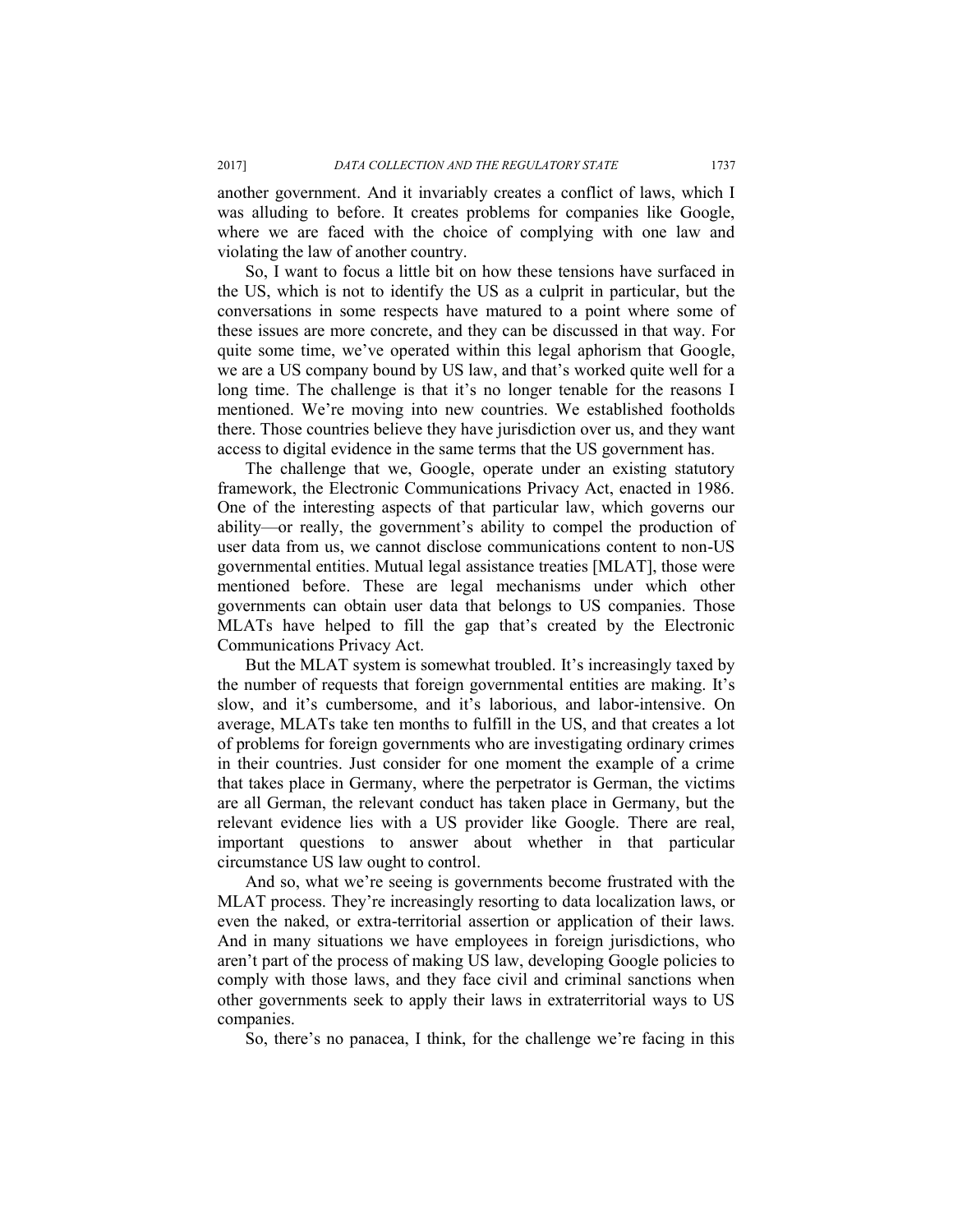another government. And it invariably creates a conflict of laws, which I was alluding to before. It creates problems for companies like Google, where we are faced with the choice of complying with one law and violating the law of another country.

So, I want to focus a little bit on how these tensions have surfaced in the US, which is not to identify the US as a culprit in particular, but the conversations in some respects have matured to a point where some of these issues are more concrete, and they can be discussed in that way. For quite some time, we've operated within this legal aphorism that Google, we are a US company bound by US law, and that's worked quite well for a long time. The challenge is that it's no longer tenable for the reasons I mentioned. We're moving into new countries. We established footholds there. Those countries believe they have jurisdiction over us, and they want access to digital evidence in the same terms that the US government has.

The challenge that we, Google, operate under an existing statutory framework, the Electronic Communications Privacy Act, enacted in 1986. One of the interesting aspects of that particular law, which governs our ability—or really, the government's ability to compel the production of user data from us, we cannot disclose communications content to non-US governmental entities. Mutual legal assistance treaties [MLAT], those were mentioned before. These are legal mechanisms under which other governments can obtain user data that belongs to US companies. Those MLATs have helped to fill the gap that's created by the Electronic Communications Privacy Act.

But the MLAT system is somewhat troubled. It's increasingly taxed by the number of requests that foreign governmental entities are making. It's slow, and it's cumbersome, and it's laborious, and labor-intensive. On average, MLATs take ten months to fulfill in the US, and that creates a lot of problems for foreign governments who are investigating ordinary crimes in their countries. Just consider for one moment the example of a crime that takes place in Germany, where the perpetrator is German, the victims are all German, the relevant conduct has taken place in Germany, but the relevant evidence lies with a US provider like Google. There are real, important questions to answer about whether in that particular circumstance US law ought to control.

And so, what we're seeing is governments become frustrated with the MLAT process. They're increasingly resorting to data localization laws, or even the naked, or extra-territorial assertion or application of their laws. And in many situations we have employees in foreign jurisdictions, who aren't part of the process of making US law, developing Google policies to comply with those laws, and they face civil and criminal sanctions when other governments seek to apply their laws in extraterritorial ways to US companies.

So, there's no panacea, I think, for the challenge we're facing in this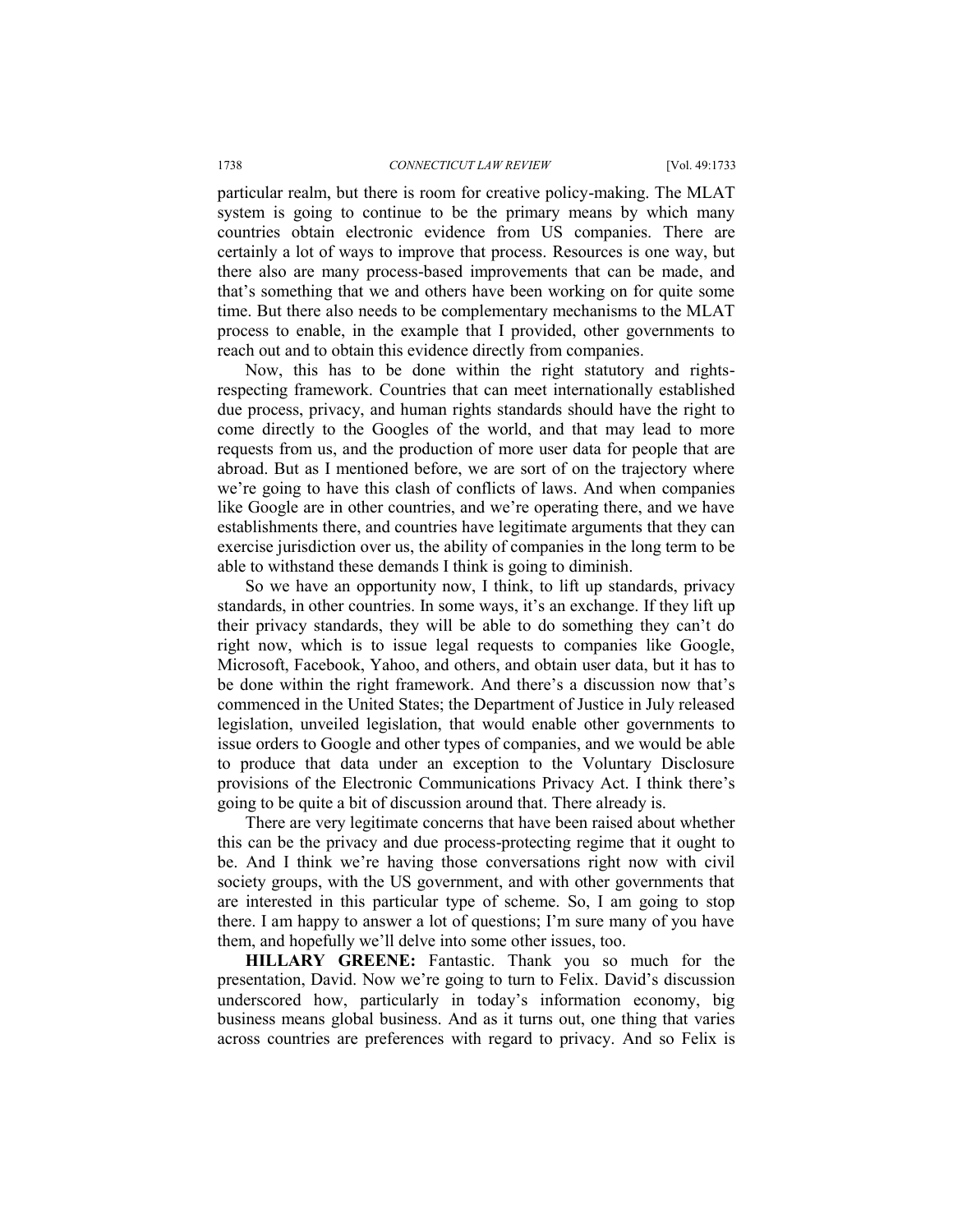particular realm, but there is room for creative policy-making. The MLAT system is going to continue to be the primary means by which many countries obtain electronic evidence from US companies. There are certainly a lot of ways to improve that process. Resources is one way, but there also are many process-based improvements that can be made, and that's something that we and others have been working on for quite some time. But there also needs to be complementary mechanisms to the MLAT process to enable, in the example that I provided, other governments to reach out and to obtain this evidence directly from companies.

Now, this has to be done within the right statutory and rights-respecting framework. Countries that can meet internationally established due process, privacy, and human rights standards should have the right to come directly to the Googles of the world, and that may lead to more requests from us, and the production of more user data for people that are abroad. But as I mentioned before, we are sort of on the trajectory where we're going to have this clash of conflicts of laws. And when companies like Google are in other countries, and we're operating there, and we have establishments there, and countries have legitimate arguments that they can exercise jurisdiction over us, the ability of companies in the long term to be able to withstand these demands I think is going to diminish.

So we have an opportunity now, I think, to lift up standards, privacy standards, in other countries. In some ways, it's an exchange. If they lift up their privacy standards, they will be able to do something they can't do right now, which is to issue legal requests to companies like Google, Microsoft, Facebook, Yahoo, and others, and obtain user data, but it has to be done within the right framework. And there's a discussion now that's commenced in the United States; the Department of Justice in July released legislation, unveiled legislation, that would enable other governments to issue orders to Google and other types of companies, and we would be able to produce that data under an exception to the Voluntary Disclosure provisions of the Electronic Communications Privacy Act. I think there's going to be quite a bit of discussion around that. There already is.

There are very legitimate concerns that have been raised about whether this can be the privacy and due process-protecting regime that it ought to be. And I think we're having those conversations right now with civil society groups, with the US government, and with other governments that are interested in this particular type of scheme. So, I am going to stop there. I am happy to answer a lot of questions; I'm sure many of you have them, and hopefully we'll delve into some other issues, too.

**HILLARY GREENE:** Fantastic. Thank you so much for the presentation, David. Now we're going to turn to Felix. David's discussion underscored how, particularly in today's information economy, big business means global business. And as it turns out, one thing that varies across countries are preferences with regard to privacy. And so Felix is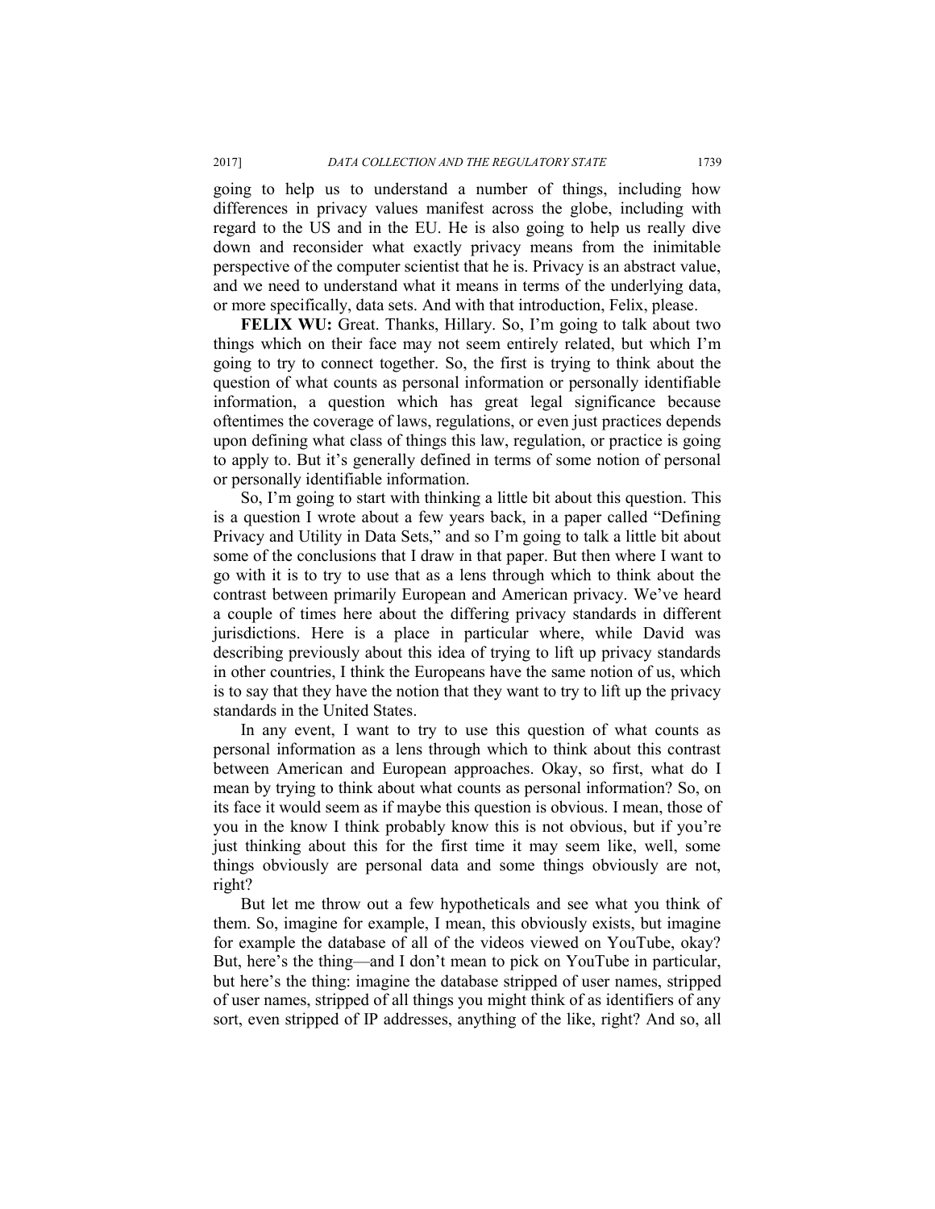going to help us to understand a number of things, including how differences in privacy values manifest across the globe, including with regard to the US and in the EU. He is also going to help us really dive down and reconsider what exactly privacy means from the inimitable perspective of the computer scientist that he is. Privacy is an abstract value, and we need to understand what it means in terms of the underlying data, or more specifically, data sets. And with that introduction, Felix, please.

**FELIX WU:** Great. Thanks, Hillary. So, I'm going to talk about two things which on their face may not seem entirely related, but which I'm going to try to connect together. So, the first is trying to think about the question of what counts as personal information or personally identifiable information, a question which has great legal significance because oftentimes the coverage of laws, regulations, or even just practices depends upon defining what class of things this law, regulation, or practice is going to apply to. But it's generally defined in terms of some notion of personal or personally identifiable information.

So, I'm going to start with thinking a little bit about this question. This is a question I wrote about a few years back, in a paper called "Defining Privacy and Utility in Data Sets," and so I'm going to talk a little bit about some of the conclusions that I draw in that paper. But then where I want to go with it is to try to use that as a lens through which to think about the contrast between primarily European and American privacy. We've heard a couple of times here about the differing privacy standards in different jurisdictions. Here is a place in particular where, while David was describing previously about this idea of trying to lift up privacy standards in other countries, I think the Europeans have the same notion of us, which is to say that they have the notion that they want to try to lift up the privacy standards in the United States.

In any event, I want to try to use this question of what counts as personal information as a lens through which to think about this contrast between American and European approaches. Okay, so first, what do I mean by trying to think about what counts as personal information? So, on its face it would seem as if maybe this question is obvious. I mean, those of you in the know I think probably know this is not obvious, but if you're just thinking about this for the first time it may seem like, well, some things obviously are personal data and some things obviously are not, right?

But let me throw out a few hypotheticals and see what you think of them. So, imagine for example, I mean, this obviously exists, but imagine for example the database of all of the videos viewed on YouTube, okay? But, here's the thing—and I don't mean to pick on YouTube in particular, but here's the thing: imagine the database stripped of user names, stripped of user names, stripped of all things you might think of as identifiers of any sort, even stripped of IP addresses, anything of the like, right? And so, all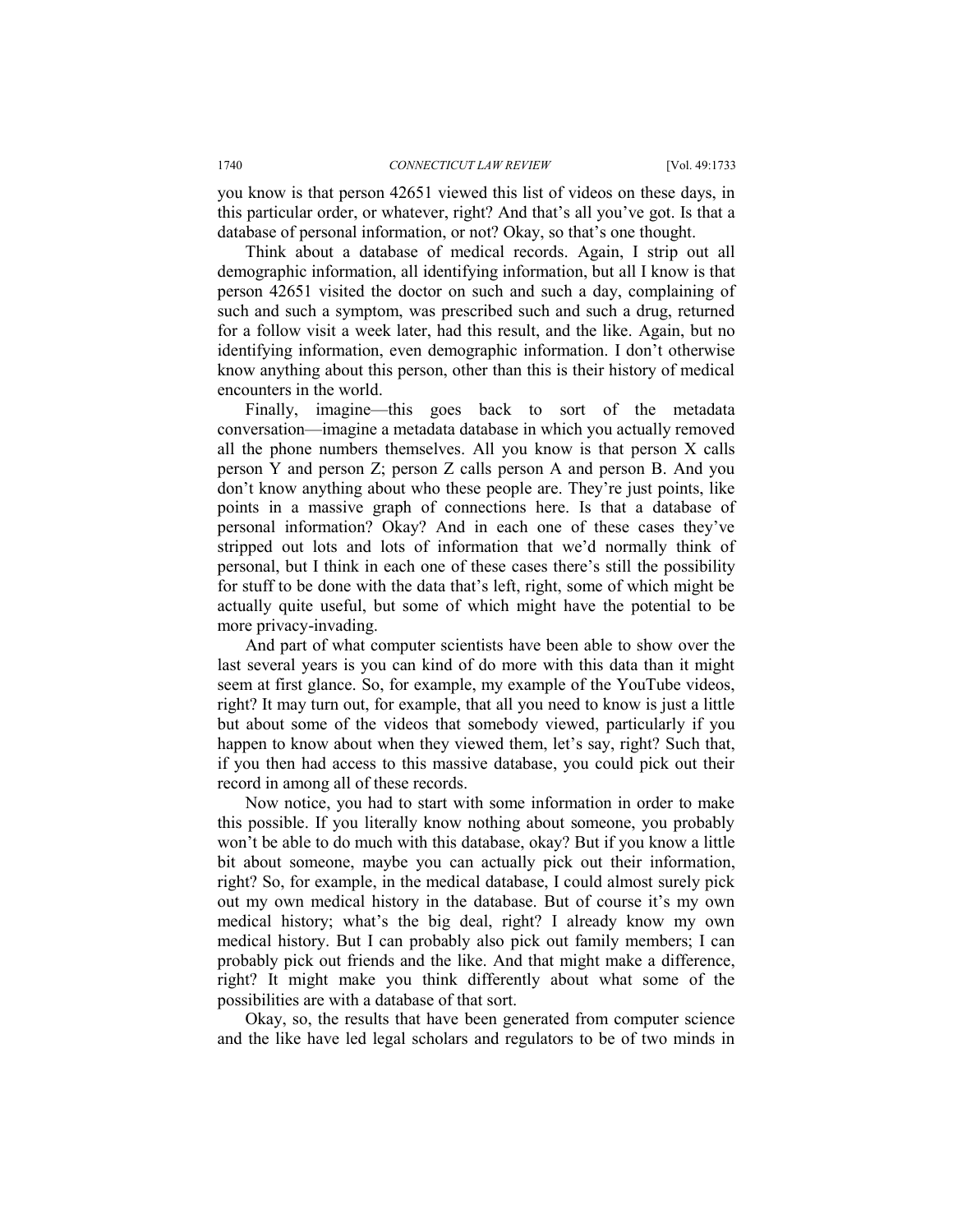you know is that person 42651 viewed this list of videos on these days, in this particular order, or whatever, right? And that's all you've got. Is that a database of personal information, or not? Okay, so that's one thought.

Think about a database of medical records. Again, I strip out all demographic information, all identifying information, but all I know is that person 42651 visited the doctor on such and such a day, complaining of such and such a symptom, was prescribed such and such a drug, returned for a follow visit a week later, had this result, and the like. Again, but no identifying information, even demographic information. I don't otherwise know anything about this person, other than this is their history of medical encounters in the world.

Finally, imagine—this goes back to sort of the metadata conversation—imagine a metadata database in which you actually removed all the phone numbers themselves. All you know is that person X calls person Y and person Z; person Z calls person A and person B. And you don't know anything about who these people are. They're just points, like points in a massive graph of connections here. Is that a database of personal information? Okay? And in each one of these cases they've stripped out lots and lots of information that we'd normally think of personal, but I think in each one of these cases there's still the possibility for stuff to be done with the data that's left, right, some of which might be actually quite useful, but some of which might have the potential to be more privacy-invading.

And part of what computer scientists have been able to show over the last several years is you can kind of do more with this data than it might seem at first glance. So, for example, my example of the YouTube videos, right? It may turn out, for example, that all you need to know is just a little but about some of the videos that somebody viewed, particularly if you happen to know about when they viewed them, let's say, right? Such that, if you then had access to this massive database, you could pick out their record in among all of these records.

Now notice, you had to start with some information in order to make this possible. If you literally know nothing about someone, you probably won't be able to do much with this database, okay? But if you know a little bit about someone, maybe you can actually pick out their information, right? So, for example, in the medical database, I could almost surely pick out my own medical history in the database. But of course it's my own medical history; what's the big deal, right? I already know my own medical history. But I can probably also pick out family members; I can probably pick out friends and the like. And that might make a difference, right? It might make you think differently about what some of the possibilities are with a database of that sort.

Okay, so, the results that have been generated from computer science and the like have led legal scholars and regulators to be of two minds in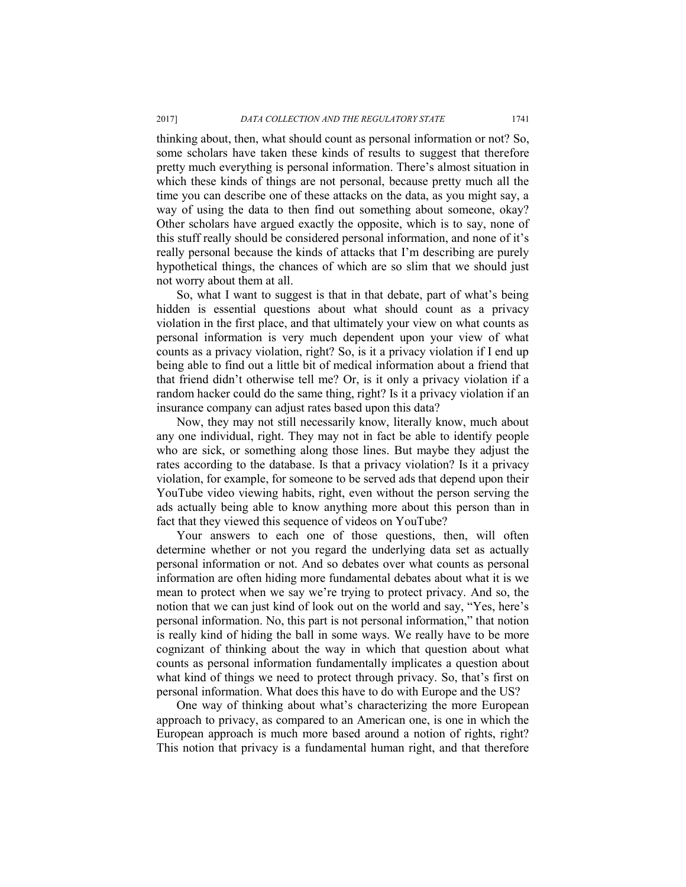thinking about, then, what should count as personal information or not? So, some scholars have taken these kinds of results to suggest that therefore pretty much everything is personal information. There's almost situation in which these kinds of things are not personal, because pretty much all the time you can describe one of these attacks on the data, as you might say, a way of using the data to then find out something about someone, okay? Other scholars have argued exactly the opposite, which is to say, none of this stuff really should be considered personal information, and none of it's really personal because the kinds of attacks that I'm describing are purely hypothetical things, the chances of which are so slim that we should just not worry about them at all.

So, what I want to suggest is that in that debate, part of what's being hidden is essential questions about what should count as a privacy violation in the first place, and that ultimately your view on what counts as personal information is very much dependent upon your view of what counts as a privacy violation, right? So, is it a privacy violation if I end up being able to find out a little bit of medical information about a friend that that friend didn't otherwise tell me? Or, is it only a privacy violation if a random hacker could do the same thing, right? Is it a privacy violation if an insurance company can adjust rates based upon this data?

Now, they may not still necessarily know, literally know, much about any one individual, right. They may not in fact be able to identify people who are sick, or something along those lines. But maybe they adjust the rates according to the database. Is that a privacy violation? Is it a privacy violation, for example, for someone to be served ads that depend upon their YouTube video viewing habits, right, even without the person serving the ads actually being able to know anything more about this person than in fact that they viewed this sequence of videos on YouTube?

Your answers to each one of those questions, then, will often determine whether or not you regard the underlying data set as actually personal information or not. And so debates over what counts as personal information are often hiding more fundamental debates about what it is we mean to protect when we say we're trying to protect privacy. And so, the notion that we can just kind of look out on the world and say, "Yes, here's personal information. No, this part is not personal information," that notion is really kind of hiding the ball in some ways. We really have to be more cognizant of thinking about the way in which that question about what counts as personal information fundamentally implicates a question about what kind of things we need to protect through privacy. So, that's first on personal information. What does this have to do with Europe and the US?

One way of thinking about what's characterizing the more European approach to privacy, as compared to an American one, is one in which the European approach is much more based around a notion of rights, right? This notion that privacy is a fundamental human right, and that therefore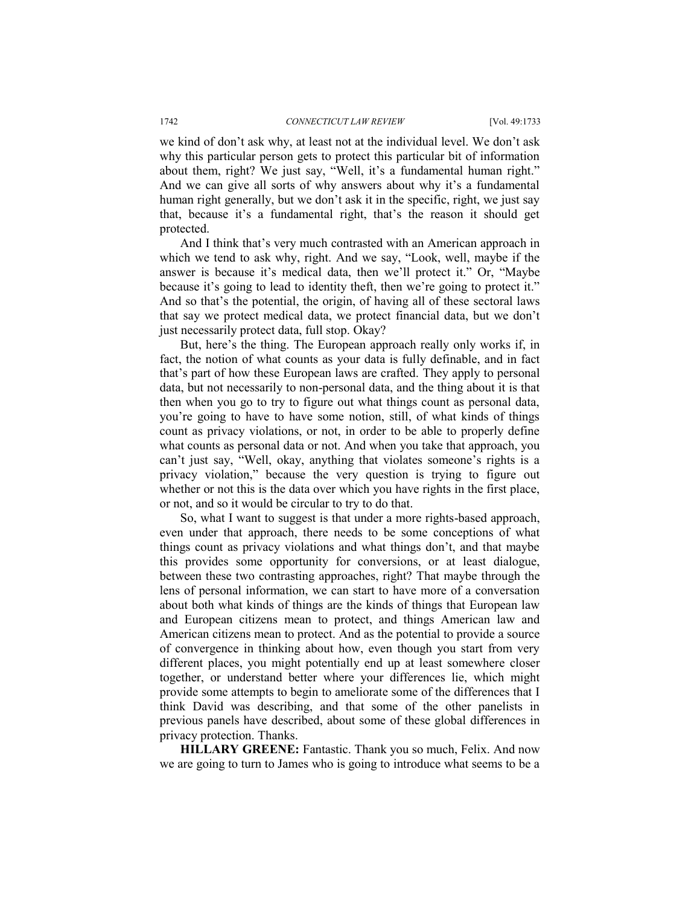we kind of don't ask why, at least not at the individual level. We don't ask why this particular person gets to protect this particular bit of information about them, right? We just say, "Well, it's a fundamental human right." And we can give all sorts of why answers about why it's a fundamental human right generally, but we don't ask it in the specific, right, we just say that, because it's a fundamental right, that's the reason it should get protected.

And I think that's very much contrasted with an American approach in which we tend to ask why, right. And we say, "Look, well, maybe if the answer is because it's medical data, then we'll protect it." Or, "Maybe because it's going to lead to identity theft, then we're going to protect it." And so that's the potential, the origin, of having all of these sectoral laws that say we protect medical data, we protect financial data, but we don't just necessarily protect data, full stop. Okay?

But, here's the thing. The European approach really only works if, in fact, the notion of what counts as your data is fully definable, and in fact that's part of how these European laws are crafted. They apply to personal data, but not necessarily to non-personal data, and the thing about it is that then when you go to try to figure out what things count as personal data, you're going to have to have some notion, still, of what kinds of things count as privacy violations, or not, in order to be able to properly define what counts as personal data or not. And when you take that approach, you can't just say, "Well, okay, anything that violates someone's rights is a privacy violation," because the very question is trying to figure out whether or not this is the data over which you have rights in the first place, or not, and so it would be circular to try to do that.

So, what I want to suggest is that under a more rights-based approach, even under that approach, there needs to be some conceptions of what things count as privacy violations and what things don't, and that maybe this provides some opportunity for conversions, or at least dialogue, between these two contrasting approaches, right? That maybe through the lens of personal information, we can start to have more of a conversation about both what kinds of things are the kinds of things that European law and European citizens mean to protect, and things American law and American citizens mean to protect. And as the potential to provide a source of convergence in thinking about how, even though you start from very different places, you might potentially end up at least somewhere closer together, or understand better where your differences lie, which might provide some attempts to begin to ameliorate some of the differences that I think David was describing, and that some of the other panelists in previous panels have described, about some of these global differences in privacy protection. Thanks.

**HILLARY GREENE:** Fantastic. Thank you so much, Felix. And now we are going to turn to James who is going to introduce what seems to be a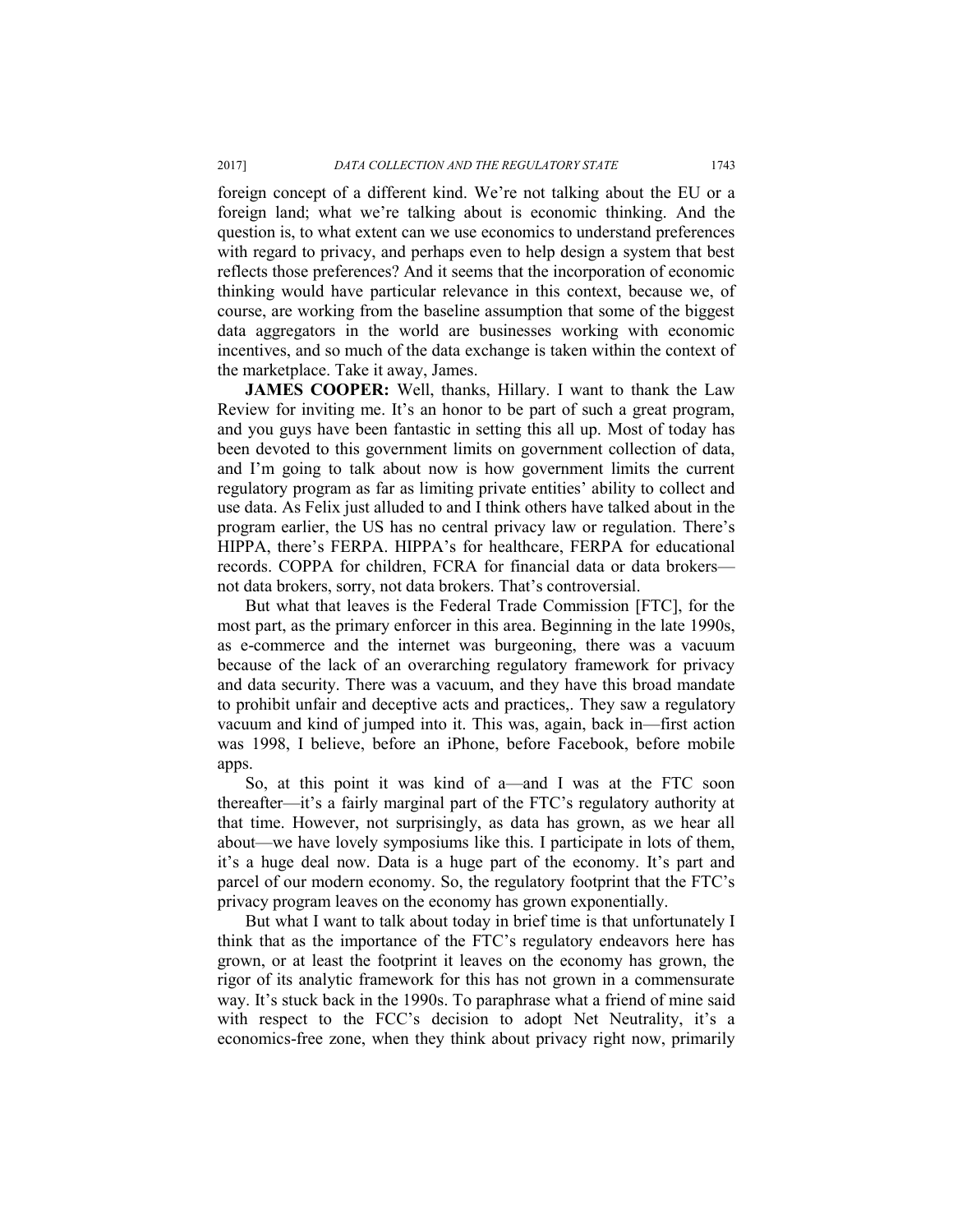foreign concept of a different kind. We're not talking about the EU or a foreign land; what we're talking about is economic thinking. And the question is, to what extent can we use economics to understand preferences with regard to privacy, and perhaps even to help design a system that best reflects those preferences? And it seems that the incorporation of economic thinking would have particular relevance in this context, because we, of course, are working from the baseline assumption that some of the biggest data aggregators in the world are businesses working with economic incentives, and so much of the data exchange is taken within the context of the marketplace. Take it away, James.

**JAMES COOPER:** Well, thanks, Hillary. I want to thank the Law Review for inviting me. It's an honor to be part of such a great program, and you guys have been fantastic in setting this all up. Most of today has been devoted to this government limits on government collection of data, and I'm going to talk about now is how government limits the current regulatory program as far as limiting private entities' ability to collect and use data. As Felix just alluded to and I think others have talked about in the program earlier, the US has no central privacy law or regulation. There's HIPPA, there's FERPA. HIPPA's for healthcare, FERPA for educational records. COPPA for children, FCRA for financial data or data brokers—not data brokers, sorry, not data brokers. That's controversial.

But what that leaves is the Federal Trade Commission [FTC], for the most part, as the primary enforcer in this area. Beginning in the late 1990s, as e-commerce and the internet was burgeoning, there was a vacuum because of the lack of an overarching regulatory framework for privacy and data security. There was a vacuum, and they have this broad mandate to prohibit unfair and deceptive acts and practices,. They saw a regulatory vacuum and kind of jumped into it. This was, again, back in—first action was 1998, I believe, before an iPhone, before Facebook, before mobile apps.

So, at this point it was kind of a—and I was at the FTC soon thereafter—it's a fairly marginal part of the FTC's regulatory authority at that time. However, not surprisingly, as data has grown, as we hear all about—we have lovely symposiums like this. I participate in lots of them, it's a huge deal now. Data is a huge part of the economy. It's part and parcel of our modern economy. So, the regulatory footprint that the FTC's privacy program leaves on the economy has grown exponentially.

But what I want to talk about today in brief time is that unfortunately I think that as the importance of the FTC's regulatory endeavors here has grown, or at least the footprint it leaves on the economy has grown, the rigor of its analytic framework for this has not grown in a commensurate way. It's stuck back in the 1990s. To paraphrase what a friend of mine said with respect to the FCC's decision to adopt Net Neutrality, it's a economics-free zone, when they think about privacy right now, primarily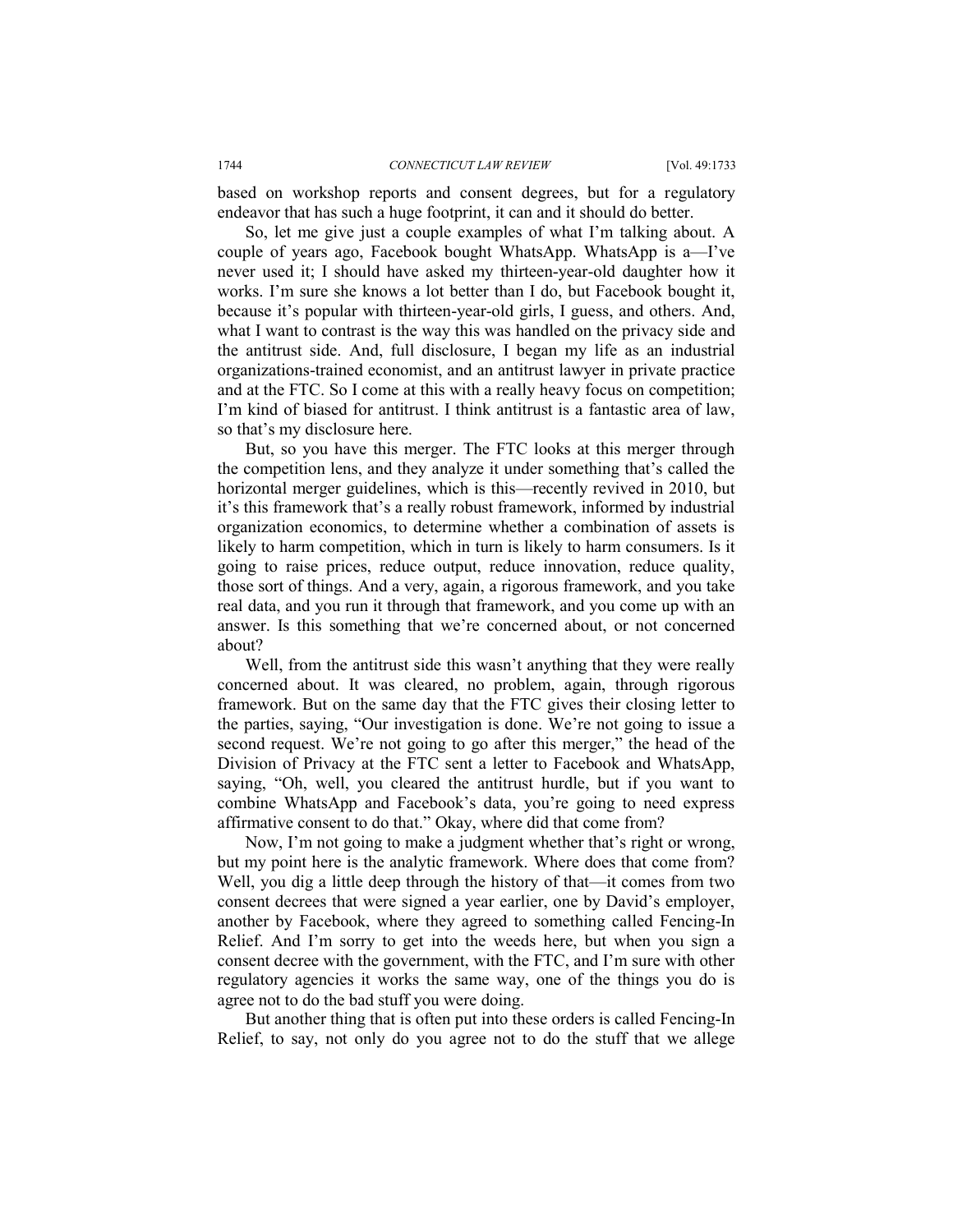based on workshop reports and consent degrees, but for a regulatory endeavor that has such a huge footprint, it can and it should do better.

So, let me give just a couple examples of what I'm talking about. A couple of years ago, Facebook bought WhatsApp. WhatsApp is a—I've never used it; I should have asked my thirteen-year-old daughter how it works. I'm sure she knows a lot better than I do, but Facebook bought it, because it's popular with thirteen-year-old girls, I guess, and others. And, what I want to contrast is the way this was handled on the privacy side and the antitrust side. And, full disclosure, I began my life as an industrial organizations-trained economist, and an antitrust lawyer in private practice and at the FTC. So I come at this with a really heavy focus on competition; I'm kind of biased for antitrust. I think antitrust is a fantastic area of law, so that's my disclosure here.

But, so you have this merger. The FTC looks at this merger through the competition lens, and they analyze it under something that's called the horizontal merger guidelines, which is this—recently revived in 2010, but it's this framework that's a really robust framework, informed by industrial organization economics, to determine whether a combination of assets is likely to harm competition, which in turn is likely to harm consumers. Is it going to raise prices, reduce output, reduce innovation, reduce quality, those sort of things. And a very, again, a rigorous framework, and you take real data, and you run it through that framework, and you come up with an answer. Is this something that we're concerned about, or not concerned about?

Well, from the antitrust side this wasn't anything that they were really concerned about. It was cleared, no problem, again, through rigorous framework. But on the same day that the FTC gives their closing letter to the parties, saying, "Our investigation is done. We're not going to issue a second request. We're not going to go after this merger," the head of the Division of Privacy at the FTC sent a letter to Facebook and WhatsApp, saying, "Oh, well, you cleared the antitrust hurdle, but if you want to combine WhatsApp and Facebook's data, you're going to need express affirmative consent to do that." Okay, where did that come from?

Now, I'm not going to make a judgment whether that's right or wrong, but my point here is the analytic framework. Where does that come from? Well, you dig a little deep through the history of that—it comes from two consent decrees that were signed a year earlier, one by David's employer, another by Facebook, where they agreed to something called Fencing-In Relief. And I'm sorry to get into the weeds here, but when you sign a consent decree with the government, with the FTC, and I'm sure with other regulatory agencies it works the same way, one of the things you do is agree not to do the bad stuff you were doing.

But another thing that is often put into these orders is called Fencing-In Relief, to say, not only do you agree not to do the stuff that we allege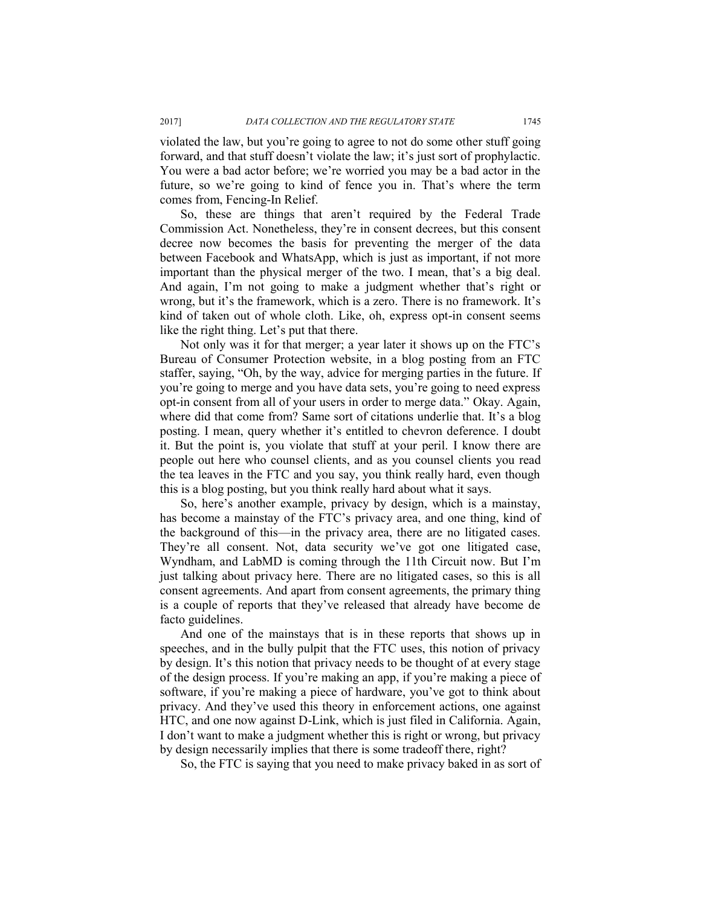violated the law, but you're going to agree to not do some other stuff going forward, and that stuff doesn't violate the law; it's just sort of prophylactic. You were a bad actor before; we're worried you may be a bad actor in the future, so we're going to kind of fence you in. That's where the term comes from, Fencing-In Relief.

So, these are things that aren't required by the Federal Trade Commission Act. Nonetheless, they're in consent decrees, but this consent decree now becomes the basis for preventing the merger of the data between Facebook and WhatsApp, which is just as important, if not more important than the physical merger of the two. I mean, that's a big deal. And again, I'm not going to make a judgment whether that's right or wrong, but it's the framework, which is a zero. There is no framework. It's kind of taken out of whole cloth. Like, oh, express opt-in consent seems like the right thing. Let's put that there.

Not only was it for that merger; a year later it shows up on the FTC's Bureau of Consumer Protection website, in a blog posting from an FTC staffer, saying, "Oh, by the way, advice for merging parties in the future. If you're going to merge and you have data sets, you're going to need express opt-in consent from all of your users in order to merge data." Okay. Again, where did that come from? Same sort of citations underlie that. It's a blog posting. I mean, query whether it's entitled to chevron deference. I doubt it. But the point is, you violate that stuff at your peril. I know there are people out here who counsel clients, and as you counsel clients you read the tea leaves in the FTC and you say, you think really hard, even though this is a blog posting, but you think really hard about what it says.

So, here's another example, privacy by design, which is a mainstay, has become a mainstay of the FTC's privacy area, and one thing, kind of the background of this—in the privacy area, there are no litigated cases. They're all consent. Not, data security we've got one litigated case, Wyndham, and LabMD is coming through the 11th Circuit now. But I'm just talking about privacy here. There are no litigated cases, so this is all consent agreements. And apart from consent agreements, the primary thing is a couple of reports that they've released that already have become de facto guidelines.

And one of the mainstays that is in these reports that shows up in speeches, and in the bully pulpit that the FTC uses, this notion of privacy by design. It's this notion that privacy needs to be thought of at every stage of the design process. If you're making an app, if you're making a piece of software, if you're making a piece of hardware, you've got to think about privacy. And they've used this theory in enforcement actions, one against HTC, and one now against D-Link, which is just filed in California. Again, I don't want to make a judgment whether this is right or wrong, but privacy by design necessarily implies that there is some tradeoff there, right?

So, the FTC is saying that you need to make privacy baked in as sort of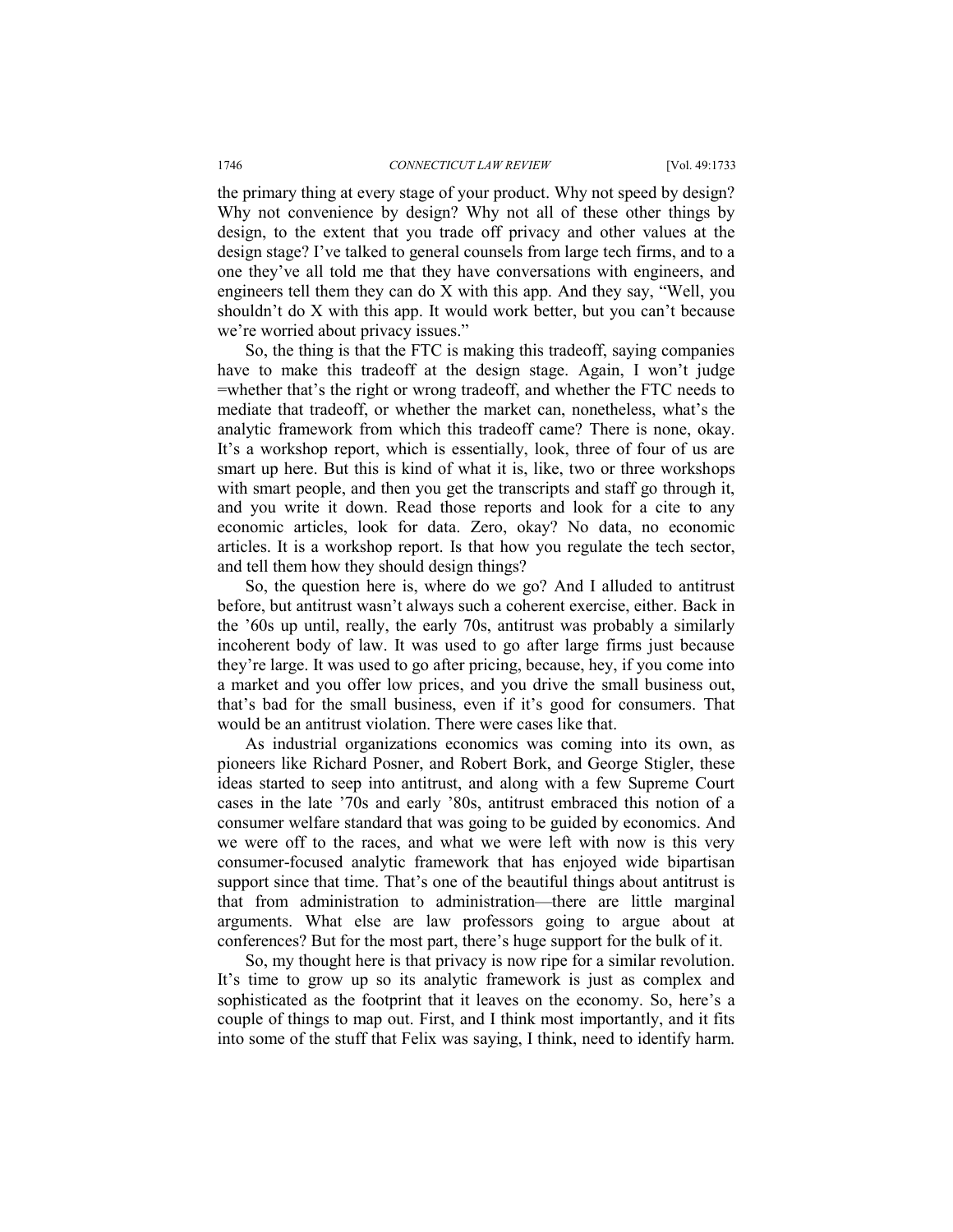the primary thing at every stage of your product. Why not speed by design? Why not convenience by design? Why not all of these other things by design, to the extent that you trade off privacy and other values at the design stage? I've talked to general counsels from large tech firms, and to a one they've all told me that they have conversations with engineers, and engineers tell them they can do X with this app. And they say, "Well, you shouldn't do X with this app. It would work better, but you can't because we're worried about privacy issues."

So, the thing is that the FTC is making this tradeoff, saying companies have to make this tradeoff at the design stage. Again, I won't judge =whether that's the right or wrong tradeoff, and whether the FTC needs to mediate that tradeoff, or whether the market can, nonetheless, what's the analytic framework from which this tradeoff came? There is none, okay. It's a workshop report, which is essentially, look, three of four of us are smart up here. But this is kind of what it is, like, two or three workshops with smart people, and then you get the transcripts and staff go through it, and you write it down. Read those reports and look for a cite to any economic articles, look for data. Zero, okay? No data, no economic articles. It is a workshop report. Is that how you regulate the tech sector, and tell them how they should design things?

So, the question here is, where do we go? And I alluded to antitrust before, but antitrust wasn't always such a coherent exercise, either. Back in the '60s up until, really, the early 70s, antitrust was probably a similarly incoherent body of law. It was used to go after large firms just because they're large. It was used to go after pricing, because, hey, if you come into a market and you offer low prices, and you drive the small business out, that's bad for the small business, even if it's good for consumers. That would be an antitrust violation. There were cases like that.

As industrial organizations economics was coming into its own, as pioneers like Richard Posner, and Robert Bork, and George Stigler, these ideas started to seep into antitrust, and along with a few Supreme Court cases in the late '70s and early '80s, antitrust embraced this notion of a consumer welfare standard that was going to be guided by economics. And we were off to the races, and what we were left with now is this very consumer-focused analytic framework that has enjoyed wide bipartisan support since that time. That's one of the beautiful things about antitrust is that from administration to administration—there are little marginal arguments. What else are law professors going to argue about at conferences? But for the most part, there's huge support for the bulk of it.

So, my thought here is that privacy is now ripe for a similar revolution. It's time to grow up so its analytic framework is just as complex and sophisticated as the footprint that it leaves on the economy. So, here's a couple of things to map out. First, and I think most importantly, and it fits into some of the stuff that Felix was saying, I think, need to identify harm.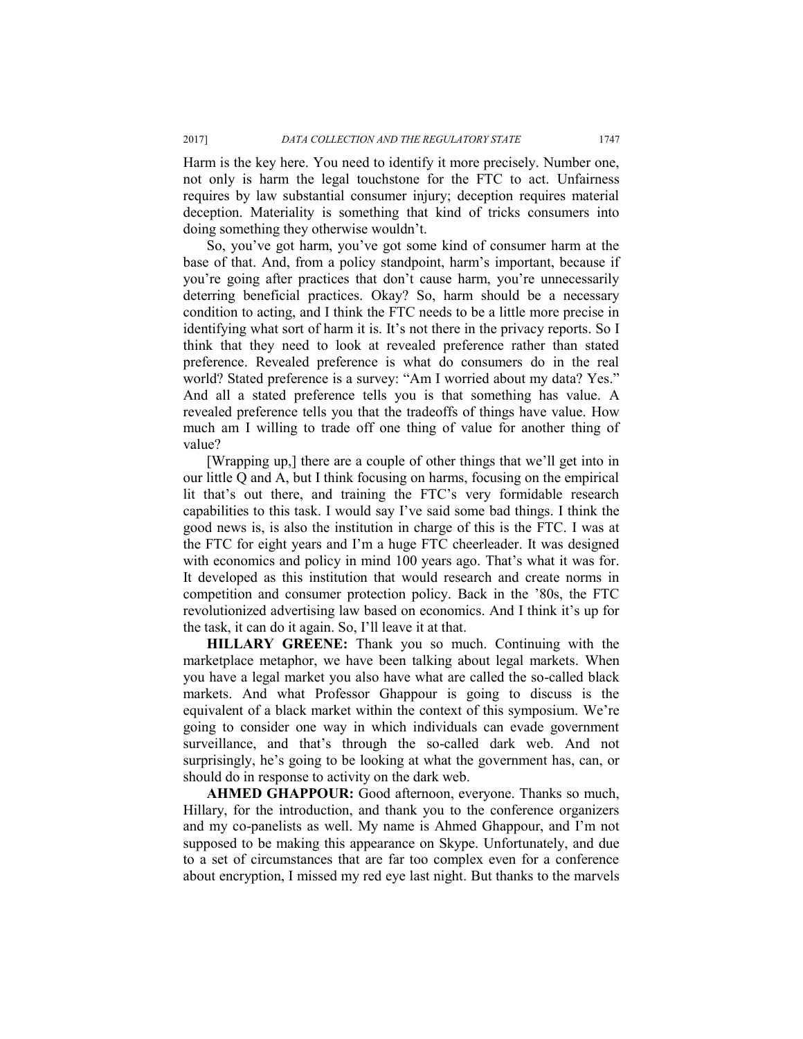Harm is the key here. You need to identify it more precisely. Number one, not only is harm the legal touchstone for the FTC to act. Unfairness requires by law substantial consumer injury; deception requires material deception. Materiality is something that kind of tricks consumers into doing something they otherwise wouldn't.

So, you've got harm, you've got some kind of consumer harm at the base of that. And, from a policy standpoint, harm's important, because if you're going after practices that don't cause harm, you're unnecessarily deterring beneficial practices. Okay? So, harm should be a necessary condition to acting, and I think the FTC needs to be a little more precise in identifying what sort of harm it is. It's not there in the privacy reports. So I think that they need to look at revealed preference rather than stated preference. Revealed preference is what do consumers do in the real world? Stated preference is a survey: "Am I worried about my data? Yes." And all a stated preference tells you is that something has value. A revealed preference tells you that the tradeoffs of things have value. How much am I willing to trade off one thing of value for another thing of value?

[Wrapping up,] there are a couple of other things that we'll get into in our little Q and A, but I think focusing on harms, focusing on the empirical lit that's out there, and training the FTC's very formidable research capabilities to this task. I would say I've said some bad things. I think the good news is, is also the institution in charge of this is the FTC. I was at the FTC for eight years and I'm a huge FTC cheerleader. It was designed with economics and policy in mind 100 years ago. That's what it was for. It developed as this institution that would research and create norms in competition and consumer protection policy. Back in the '80s, the FTC revolutionized advertising law based on economics. And I think it's up for the task, it can do it again. So, I'll leave it at that.

**HILLARY GREENE:** Thank you so much. Continuing with the marketplace metaphor, we have been talking about legal markets. When you have a legal market you also have what are called the so-called black markets. And what Professor Ghappour is going to discuss is the equivalent of a black market within the context of this symposium. We're going to consider one way in which individuals can evade government surveillance, and that's through the so-called dark web. And not surprisingly, he's going to be looking at what the government has, can, or should do in response to activity on the dark web.

**AHMED GHAPPOUR:** Good afternoon, everyone. Thanks so much, Hillary, for the introduction, and thank you to the conference organizers and my co-panelists as well. My name is Ahmed Ghappour, and I'm not supposed to be making this appearance on Skype. Unfortunately, and due to a set of circumstances that are far too complex even for a conference about encryption, I missed my red eye last night. But thanks to the marvels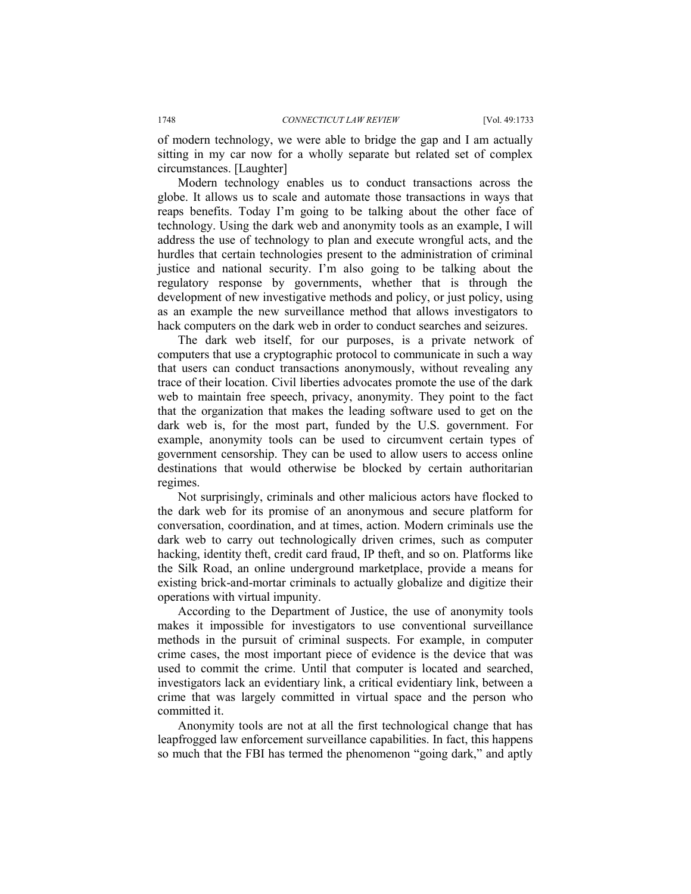of modern technology, we were able to bridge the gap and I am actually sitting in my car now for a wholly separate but related set of complex circumstances. [Laughter]

Modern technology enables us to conduct transactions across the globe. It allows us to scale and automate those transactions in ways that reaps benefits. Today I'm going to be talking about the other face of technology. Using the dark web and anonymity tools as an example, I will address the use of technology to plan and execute wrongful acts, and the hurdles that certain technologies present to the administration of criminal justice and national security. I'm also going to be talking about the regulatory response by governments, whether that is through the development of new investigative methods and policy, or just policy, using as an example the new surveillance method that allows investigators to hack computers on the dark web in order to conduct searches and seizures.

The dark web itself, for our purposes, is a private network of computers that use a cryptographic protocol to communicate in such a way that users can conduct transactions anonymously, without revealing any trace of their location. Civil liberties advocates promote the use of the dark web to maintain free speech, privacy, anonymity. They point to the fact that the organization that makes the leading software used to get on the dark web is, for the most part, funded by the U.S. government. For example, anonymity tools can be used to circumvent certain types of government censorship. They can be used to allow users to access online destinations that would otherwise be blocked by certain authoritarian regimes.

Not surprisingly, criminals and other malicious actors have flocked to the dark web for its promise of an anonymous and secure platform for conversation, coordination, and at times, action. Modern criminals use the dark web to carry out technologically driven crimes, such as computer hacking, identity theft, credit card fraud, IP theft, and so on. Platforms like the Silk Road, an online underground marketplace, provide a means for existing brick-and-mortar criminals to actually globalize and digitize their operations with virtual impunity.

According to the Department of Justice, the use of anonymity tools makes it impossible for investigators to use conventional surveillance methods in the pursuit of criminal suspects. For example, in computer crime cases, the most important piece of evidence is the device that was used to commit the crime. Until that computer is located and searched, investigators lack an evidentiary link, a critical evidentiary link, between a crime that was largely committed in virtual space and the person who committed it.

Anonymity tools are not at all the first technological change that has leapfrogged law enforcement surveillance capabilities. In fact, this happens so much that the FBI has termed the phenomenon "going dark," and aptly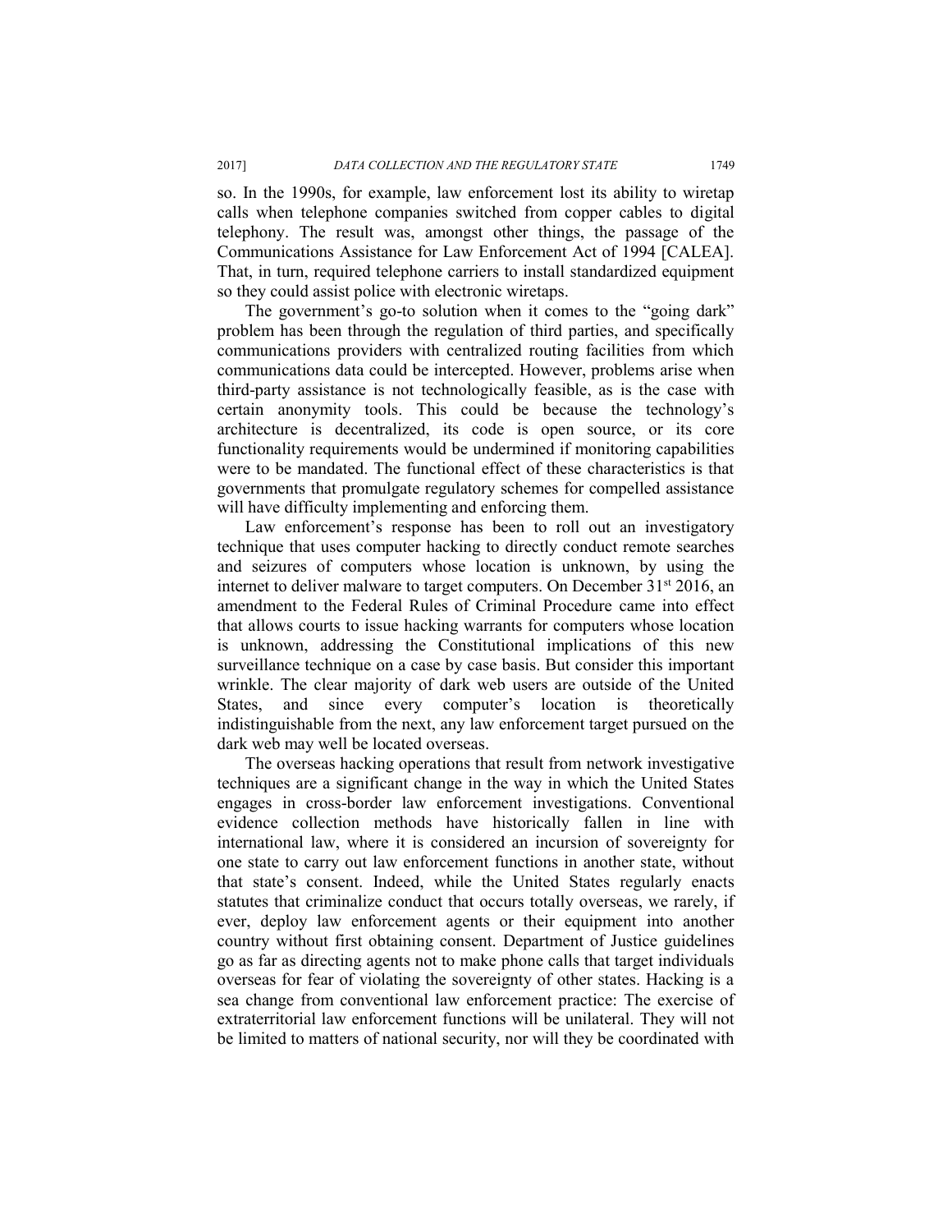so. In the 1990s, for example, law enforcement lost its ability to wiretap calls when telephone companies switched from copper cables to digital telephony. The result was, amongst other things, the passage of the Communications Assistance for Law Enforcement Act of 1994 [CALEA]. That, in turn, required telephone carriers to install standardized equipment so they could assist police with electronic wiretaps.

The government's go-to solution when it comes to the "going dark" problem has been through the regulation of third parties, and specifically communications providers with centralized routing facilities from which communications data could be intercepted. However, problems arise when third-party assistance is not technologically feasible, as is the case with certain anonymity tools. This could be because the technology's architecture is decentralized, its code is open source, or its core functionality requirements would be undermined if monitoring capabilities were to be mandated. The functional effect of these characteristics is that governments that promulgate regulatory schemes for compelled assistance will have difficulty implementing and enforcing them.

Law enforcement's response has been to roll out an investigatory technique that uses computer hacking to directly conduct remote searches and seizures of computers whose location is unknown, by using the internet to deliver malware to target computers. On December 31st 2016, an amendment to the Federal Rules of Criminal Procedure came into effect that allows courts to issue hacking warrants for computers whose location is unknown, addressing the Constitutional implications of this new surveillance technique on a case by case basis. But consider this important wrinkle. The clear majority of dark web users are outside of the United States, and since every computer's location is theoretically indistinguishable from the next, any law enforcement target pursued on the dark web may well be located overseas.

The overseas hacking operations that result from network investigative techniques are a significant change in the way in which the United States engages in cross-border law enforcement investigations. Conventional evidence collection methods have historically fallen in line with international law, where it is considered an incursion of sovereignty for one state to carry out law enforcement functions in another state, without that state's consent. Indeed, while the United States regularly enacts statutes that criminalize conduct that occurs totally overseas, we rarely, if ever, deploy law enforcement agents or their equipment into another country without first obtaining consent. Department of Justice guidelines go as far as directing agents not to make phone calls that target individuals overseas for fear of violating the sovereignty of other states. Hacking is a sea change from conventional law enforcement practice: The exercise of extraterritorial law enforcement functions will be unilateral. They will not be limited to matters of national security, nor will they be coordinated with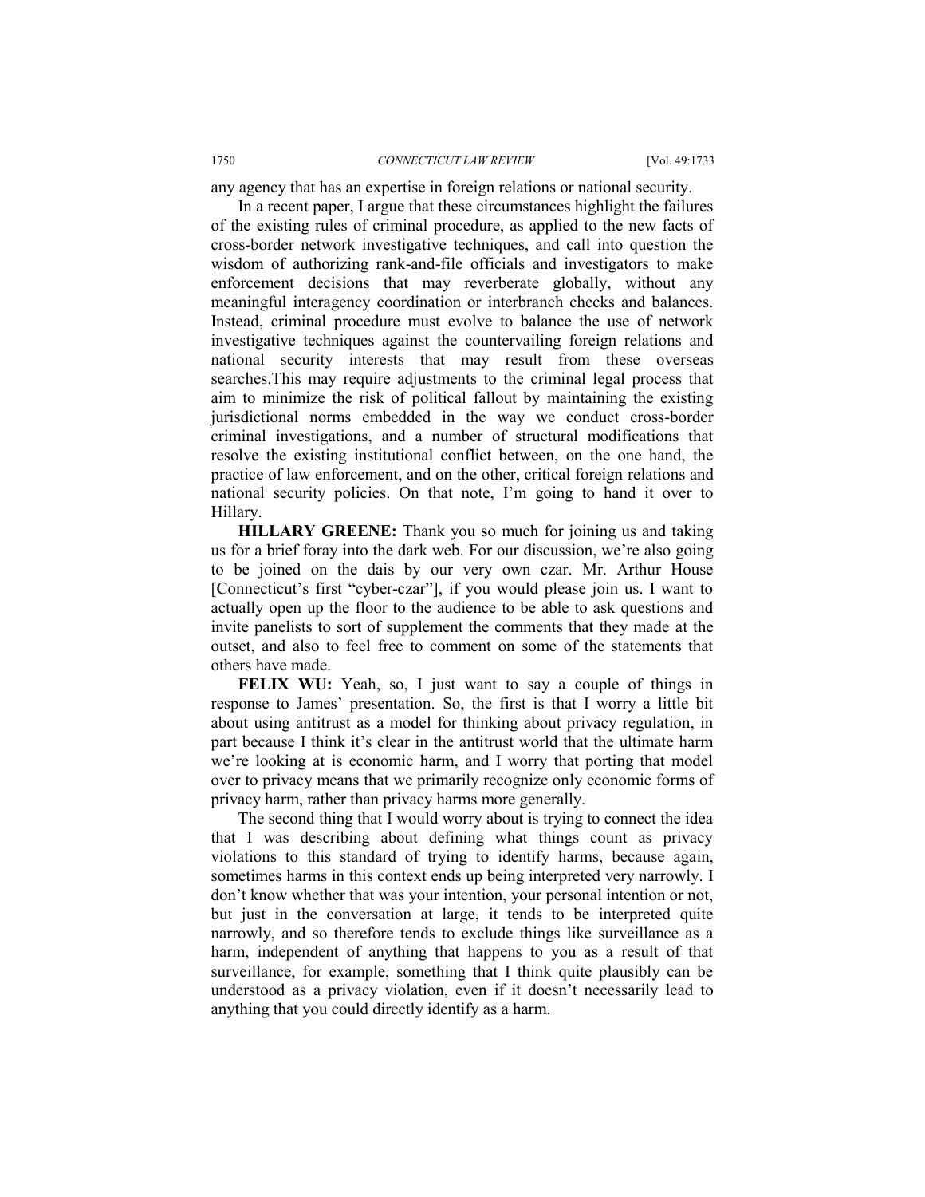any agency that has an expertise in foreign relations or national security.

In a recent paper, I argue that these circumstances highlight the failures of the existing rules of criminal procedure, as applied to the new facts of cross-border network investigative techniques, and call into question the wisdom of authorizing rank-and-file officials and investigators to make enforcement decisions that may reverberate globally, without any meaningful interagency coordination or interbranch checks and balances. Instead, criminal procedure must evolve to balance the use of network investigative techniques against the countervailing foreign relations and national security interests that may result from these overseas searches.This may require adjustments to the criminal legal process that aim to minimize the risk of political fallout by maintaining the existing jurisdictional norms embedded in the way we conduct cross-border criminal investigations, and a number of structural modifications that resolve the existing institutional conflict between, on the one hand, the practice of law enforcement, and on the other, critical foreign relations and national security policies. On that note, I'm going to hand it over to Hillary.

**HILLARY GREENE:** Thank you so much for joining us and taking us for a brief foray into the dark web. For our discussion, we're also going to be joined on the dais by our very own czar. Mr. Arthur House [Connecticut's first "cyber-czar"], if you would please join us. I want to actually open up the floor to the audience to be able to ask questions and invite panelists to sort of supplement the comments that they made at the outset, and also to feel free to comment on some of the statements that others have made.

**FELIX WU:** Yeah, so, I just want to say a couple of things in response to James' presentation. So, the first is that I worry a little bit about using antitrust as a model for thinking about privacy regulation, in part because I think it's clear in the antitrust world that the ultimate harm we're looking at is economic harm, and I worry that porting that model over to privacy means that we primarily recognize only economic forms of privacy harm, rather than privacy harms more generally.

The second thing that I would worry about is trying to connect the idea that I was describing about defining what things count as privacy violations to this standard of trying to identify harms, because again, sometimes harms in this context ends up being interpreted very narrowly. I don't know whether that was your intention, your personal intention or not, but just in the conversation at large, it tends to be interpreted quite narrowly, and so therefore tends to exclude things like surveillance as a harm, independent of anything that happens to you as a result of that surveillance, for example, something that I think quite plausibly can be understood as a privacy violation, even if it doesn't necessarily lead to anything that you could directly identify as a harm.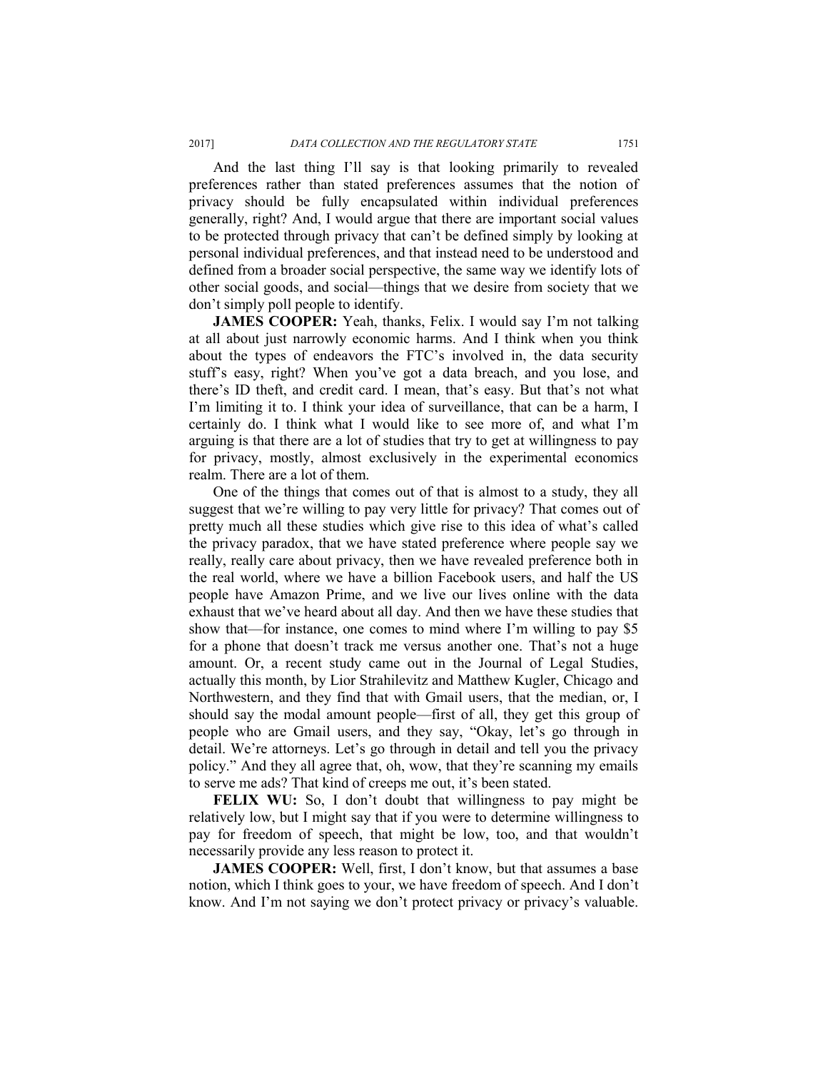And the last thing I'll say is that looking primarily to revealed preferences rather than stated preferences assumes that the notion of privacy should be fully encapsulated within individual preferences generally, right? And, I would argue that there are important social values to be protected through privacy that can't be defined simply by looking at personal individual preferences, and that instead need to be understood and defined from a broader social perspective, the same way we identify lots of other social goods, and social—things that we desire from society that we don't simply poll people to identify.

**JAMES COOPER:** Yeah, thanks, Felix. I would say I'm not talking at all about just narrowly economic harms. And I think when you think about the types of endeavors the FTC's involved in, the data security stuff's easy, right? When you've got a data breach, and you lose, and there's ID theft, and credit card. I mean, that's easy. But that's not what I'm limiting it to. I think your idea of surveillance, that can be a harm, I certainly do. I think what I would like to see more of, and what I'm arguing is that there are a lot of studies that try to get at willingness to pay for privacy, mostly, almost exclusively in the experimental economics realm. There are a lot of them.

One of the things that comes out of that is almost to a study, they all suggest that we're willing to pay very little for privacy? That comes out of pretty much all these studies which give rise to this idea of what's called the privacy paradox, that we have stated preference where people say we really, really care about privacy, then we have revealed preference both in the real world, where we have a billion Facebook users, and half the US people have Amazon Prime, and we live our lives online with the data exhaust that we've heard about all day. And then we have these studies that show that—for instance, one comes to mind where I'm willing to pay $5 for a phone that doesn't track me versus another one. That's not a huge amount. Or, a recent study came out in the Journal of Legal Studies, actually this month, by Lior Strahilevitz and Matthew Kugler, Chicago and Northwestern, and they find that with Gmail users, that the median, or, I should say the modal amount people—first of all, they get this group of people who are Gmail users, and they say, "Okay, let's go through in detail. We're attorneys. Let's go through in detail and tell you the privacy policy." And they all agree that, oh, wow, that they're scanning my emails to serve me ads? That kind of creeps me out, it's been stated.

**FELIX WU:** So, I don't doubt that willingness to pay might be relatively low, but I might say that if you were to determine willingness to pay for freedom of speech, that might be low, too, and that wouldn't necessarily provide any less reason to protect it.

**JAMES COOPER:** Well, first, I don't know, but that assumes a base notion, which I think goes to your, we have freedom of speech. And I don't know. And I'm not saying we don't protect privacy or privacy's valuable.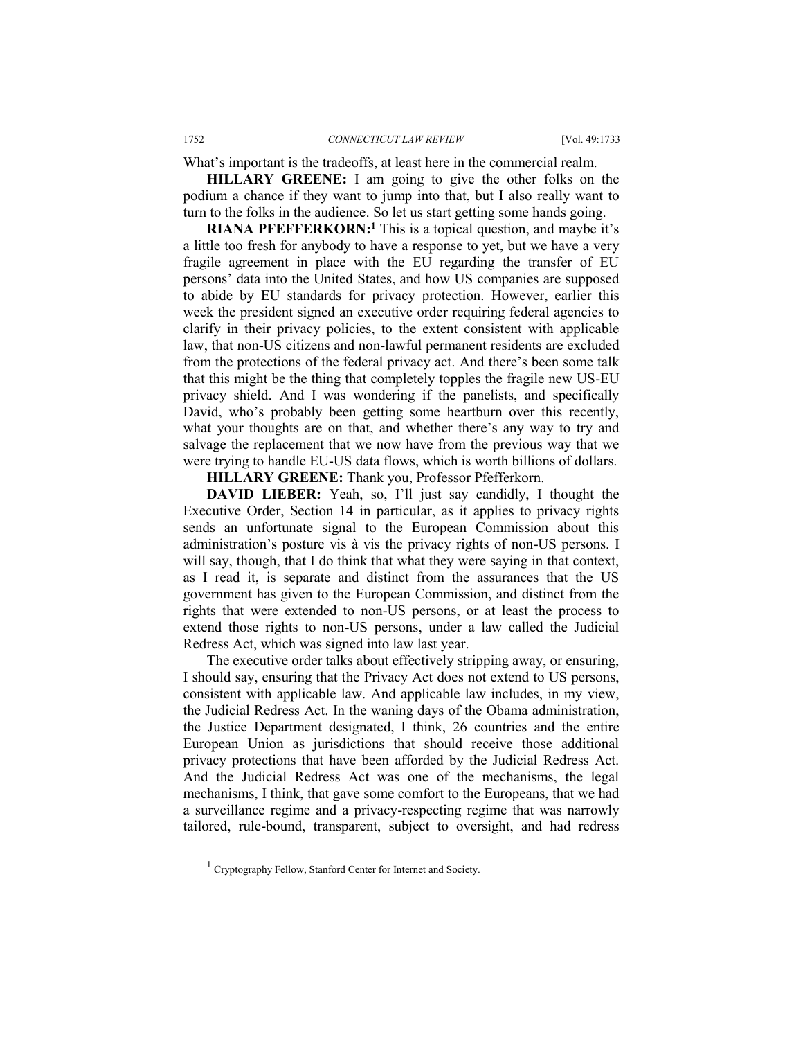What's important is the tradeoffs, at least here in the commercial realm.

**HILLARY GREENE:** I am going to give the other folks on the podium a chance if they want to jump into that, but I also really want to turn to the folks in the audience. So let us start getting some hands going.

**RIANA PFEFFERKORN:**[1] This is a topical question, and maybe it's a little too fresh for anybody to have a response to yet, but we have a very fragile agreement in place with the EU regarding the transfer of EU persons' data into the United States, and how US companies are supposed to abide by EU standards for privacy protection. However, earlier this week the president signed an executive order requiring federal agencies to clarify in their privacy policies, to the extent consistent with applicable law, that non-US citizens and non-lawful permanent residents are excluded from the protections of the federal privacy act. And there's been some talk that this might be the thing that completely topples the fragile new US-EU privacy shield. And I was wondering if the panelists, and specifically David, who's probably been getting some heartburn over this recently, what your thoughts are on that, and whether there's any way to try and salvage the replacement that we now have from the previous way that we were trying to handle EU-US data flows, which is worth billions of dollars.

**HILLARY GREENE:** Thank you, Professor Pfefferkorn.

**DAVID LIEBER:** Yeah, so, I'll just say candidly, I thought the Executive Order, Section 14 in particular, as it applies to privacy rights sends an unfortunate signal to the European Commission about this administration's posture vis à vis the privacy rights of non-US persons. I will say, though, that I do think that what they were saying in that context, as I read it, is separate and distinct from the assurances that the US government has given to the European Commission, and distinct from the rights that were extended to non-US persons, or at least the process to extend those rights to non-US persons, under a law called the Judicial Redress Act, which was signed into law last year.

The executive order talks about effectively stripping away, or ensuring, I should say, ensuring that the Privacy Act does not extend to US persons, consistent with applicable law. And applicable law includes, in my view, the Judicial Redress Act. In the waning days of the Obama administration, the Justice Department designated, I think, 26 countries and the entire European Union as jurisdictions that should receive those additional privacy protections that have been afforded by the Judicial Redress Act. And the Judicial Redress Act was one of the mechanisms, the legal mechanisms, I think, that gave some comfort to the Europeans, that we had a surveillance regime and a privacy-respecting regime that was narrowly tailored, rule-bound, transparent, subject to oversight, and had redress

[1] Cryptography Fellow, Stanford Center for Internet and Society.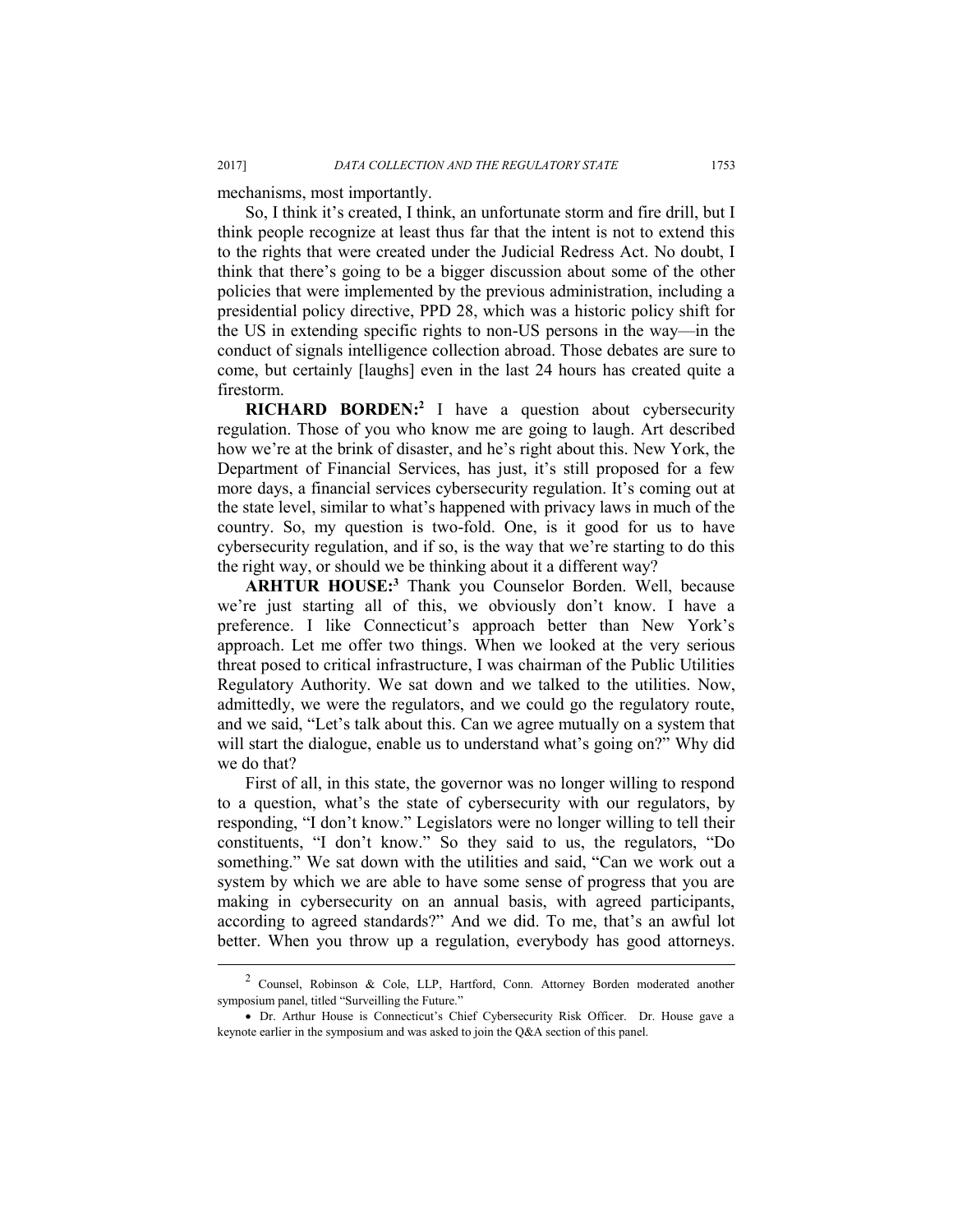mechanisms, most importantly.

So, I think it's created, I think, an unfortunate storm and fire drill, but I think people recognize at least thus far that the intent is not to extend this to the rights that were created under the Judicial Redress Act. No doubt, I think that there's going to be a bigger discussion about some of the other policies that were implemented by the previous administration, including a presidential policy directive, PPD 28, which was a historic policy shift for the US in extending specific rights to non-US persons in the way—in the conduct of signals intelligence collection abroad. Those debates are sure to come, but certainly [laughs] even in the last 24 hours has created quite a firestorm.

**RICHARD BORDEN:**[2] I have a question about cybersecurity regulation. Those of you who know me are going to laugh. Art described how we're at the brink of disaster, and he's right about this. New York, the Department of Financial Services, has just, it's still proposed for a few more days, a financial services cybersecurity regulation. It's coming out at the state level, similar to what's happened with privacy laws in much of the country. So, my question is two-fold. One, is it good for us to have cybersecurity regulation, and if so, is the way that we're starting to do this the right way, or should we be thinking about it a different way?

**ARHTUR HOUSE:**[3] Thank you Counselor Borden. Well, because we're just starting all of this, we obviously don't know. I have a preference. I like Connecticut's approach better than New York's approach. Let me offer two things. When we looked at the very serious threat posed to critical infrastructure, I was chairman of the Public Utilities Regulatory Authority. We sat down and we talked to the utilities. Now, admittedly, we were the regulators, and we could go the regulatory route, and we said, "Let's talk about this. Can we agree mutually on a system that will start the dialogue, enable us to understand what's going on?" Why did we do that?

First of all, in this state, the governor was no longer willing to respond to a question, what's the state of cybersecurity with our regulators, by responding, "I don't know." Legislators were no longer willing to tell their constituents, "I don't know." So they said to us, the regulators, "Do something." We sat down with the utilities and said, "Can we work out a system by which we are able to have some sense of progress that you are making in cybersecurity on an annual basis, with agreed participants, according to agreed standards?" And we did. To me, that's an awful lot better. When you throw up a regulation, everybody has good attorneys.

---

[2] Counsel, Robinson & Cole, LLP, Hartford, Conn. Attorney Borden moderated another symposium panel, titled "Surveilling the Future."

- Dr. Arthur House is Connecticut's Chief Cybersecurity Risk Officer. Dr. House gave a keynote earlier in the symposium and was asked to join the Q&A section of this panel.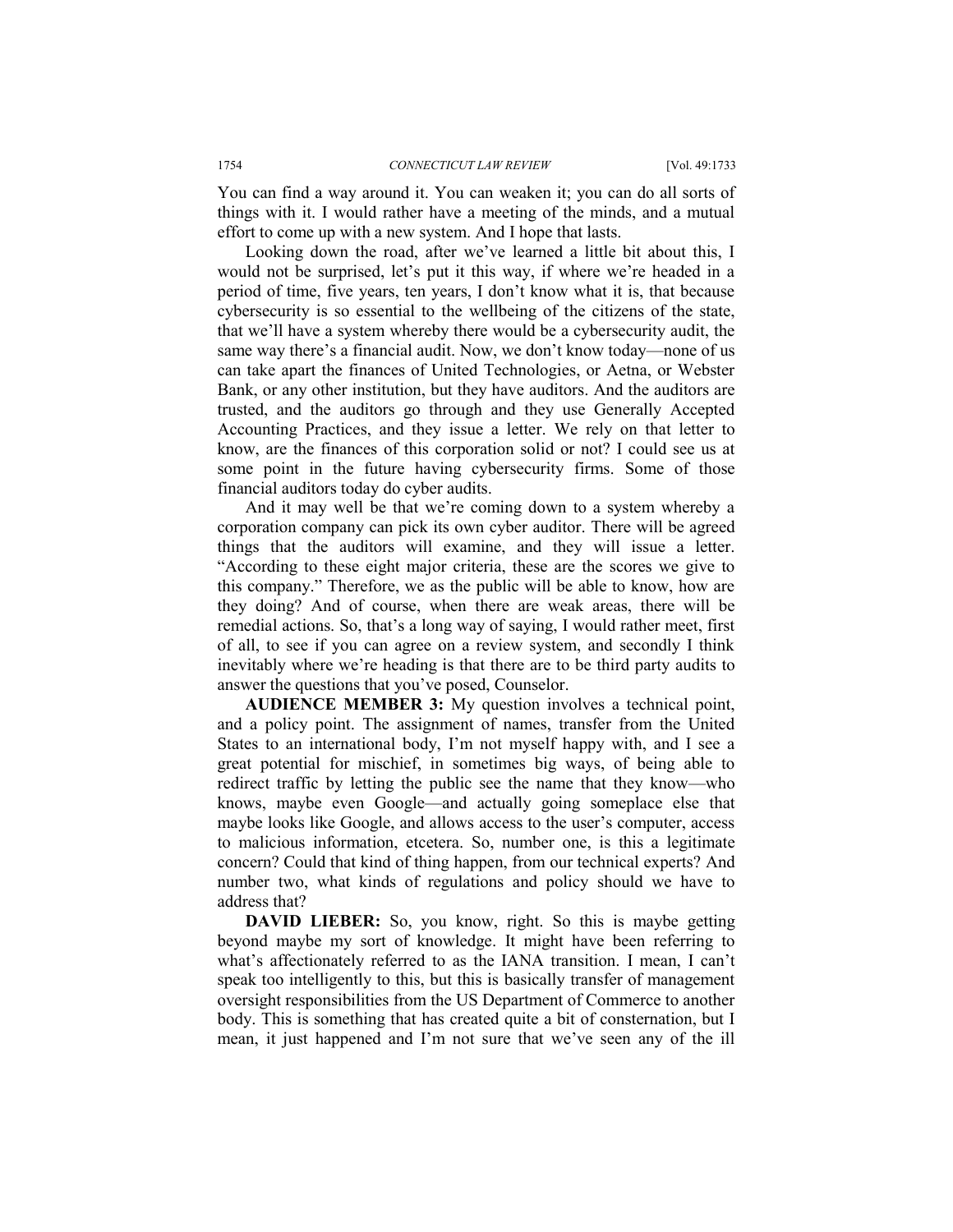You can find a way around it. You can weaken it; you can do all sorts of things with it. I would rather have a meeting of the minds, and a mutual effort to come up with a new system. And I hope that lasts.

Looking down the road, after we've learned a little bit about this, I would not be surprised, let's put it this way, if where we're headed in a period of time, five years, ten years, I don't know what it is, that because cybersecurity is so essential to the wellbeing of the citizens of the state, that we'll have a system whereby there would be a cybersecurity audit, the same way there's a financial audit. Now, we don't know today—none of us can take apart the finances of United Technologies, or Aetna, or Webster Bank, or any other institution, but they have auditors. And the auditors are trusted, and the auditors go through and they use Generally Accepted Accounting Practices, and they issue a letter. We rely on that letter to know, are the finances of this corporation solid or not? I could see us at some point in the future having cybersecurity firms. Some of those financial auditors today do cyber audits.

And it may well be that we're coming down to a system whereby a corporation company can pick its own cyber auditor. There will be agreed things that the auditors will examine, and they will issue a letter. "According to these eight major criteria, these are the scores we give to this company." Therefore, we as the public will be able to know, how are they doing? And of course, when there are weak areas, there will be remedial actions. So, that's a long way of saying, I would rather meet, first of all, to see if you can agree on a review system, and secondly I think inevitably where we're heading is that there are to be third party audits to answer the questions that you've posed, Counselor.

**AUDIENCE MEMBER 3:** My question involves a technical point, and a policy point. The assignment of names, transfer from the United States to an international body, I'm not myself happy with, and I see a great potential for mischief, in sometimes big ways, of being able to redirect traffic by letting the public see the name that they know—who knows, maybe even Google—and actually going someplace else that maybe looks like Google, and allows access to the user's computer, access to malicious information, etcetera. So, number one, is this a legitimate concern? Could that kind of thing happen, from our technical experts? And number two, what kinds of regulations and policy should we have to address that?

**DAVID LIEBER:** So, you know, right. So this is maybe getting beyond maybe my sort of knowledge. It might have been referring to what's affectionately referred to as the IANA transition. I mean, I can't speak too intelligently to this, but this is basically transfer of management oversight responsibilities from the US Department of Commerce to another body. This is something that has created quite a bit of consternation, but I mean, it just happened and I'm not sure that we've seen any of the ill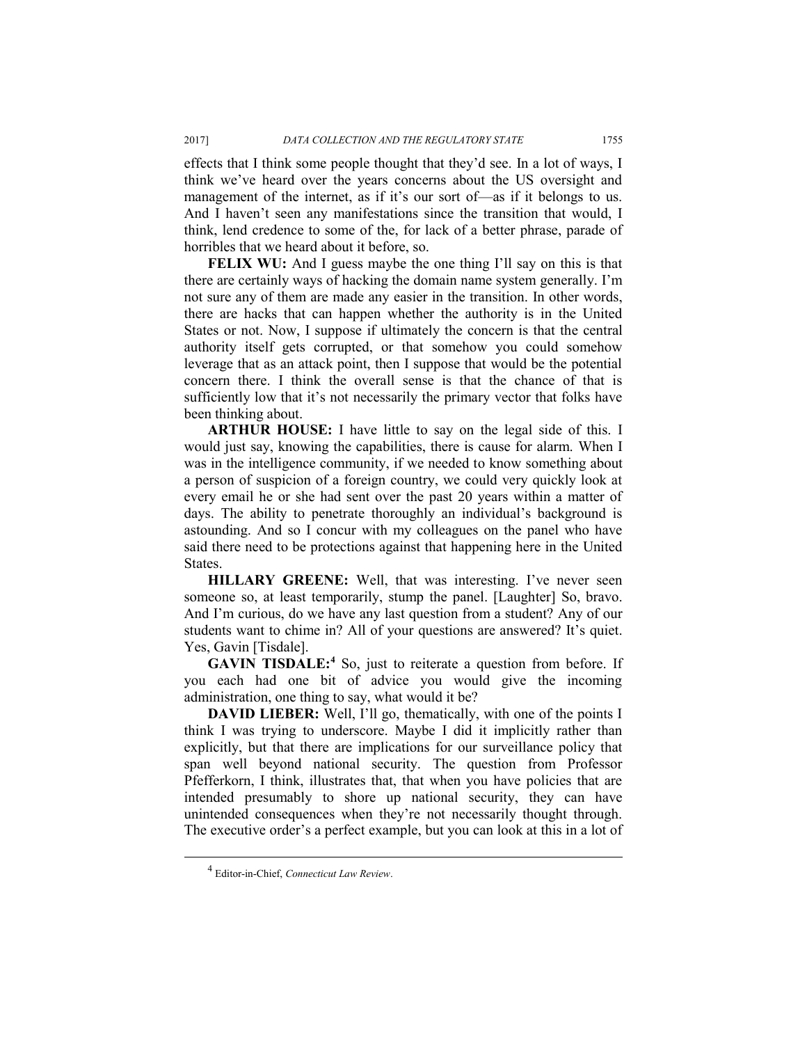effects that I think some people thought that they'd see. In a lot of ways, I think we've heard over the years concerns about the US oversight and management of the internet, as if it's our sort of—as if it belongs to us. And I haven't seen any manifestations since the transition that would, I think, lend credence to some of the, for lack of a better phrase, parade of horribles that we heard about it before, so.

**FELIX WU:** And I guess maybe the one thing I'll say on this is that there are certainly ways of hacking the domain name system generally. I'm not sure any of them are made any easier in the transition. In other words, there are hacks that can happen whether the authority is in the United States or not. Now, I suppose if ultimately the concern is that the central authority itself gets corrupted, or that somehow you could somehow leverage that as an attack point, then I suppose that would be the potential concern there. I think the overall sense is that the chance of that is sufficiently low that it's not necessarily the primary vector that folks have been thinking about.

**ARTHUR HOUSE:** I have little to say on the legal side of this. I would just say, knowing the capabilities, there is cause for alarm. When I was in the intelligence community, if we needed to know something about a person of suspicion of a foreign country, we could very quickly look at every email he or she had sent over the past 20 years within a matter of days. The ability to penetrate thoroughly an individual's background is astounding. And so I concur with my colleagues on the panel who have said there need to be protections against that happening here in the United States.

**HILLARY GREENE:** Well, that was interesting. I've never seen someone so, at least temporarily, stump the panel. [Laughter] So, bravo. And I'm curious, do we have any last question from a student? Any of our students want to chime in? All of your questions are answered? It's quiet. Yes, Gavin [Tisdale].

**GAVIN TISDALE:**[4] So, just to reiterate a question from before. If you each had one bit of advice you would give the incoming administration, one thing to say, what would it be?

**DAVID LIEBER:** Well, I'll go, thematically, with one of the points I think I was trying to underscore. Maybe I did it implicitly rather than explicitly, but that there are implications for our surveillance policy that span well beyond national security. The question from Professor Pfefferkorn, I think, illustrates that, that when you have policies that are intended presumably to shore up national security, they can have unintended consequences when they're not necessarily thought through. The executive order's a perfect example, but you can look at this in a lot of

---

[4] Editor-in-Chief, *Connecticut Law Review*.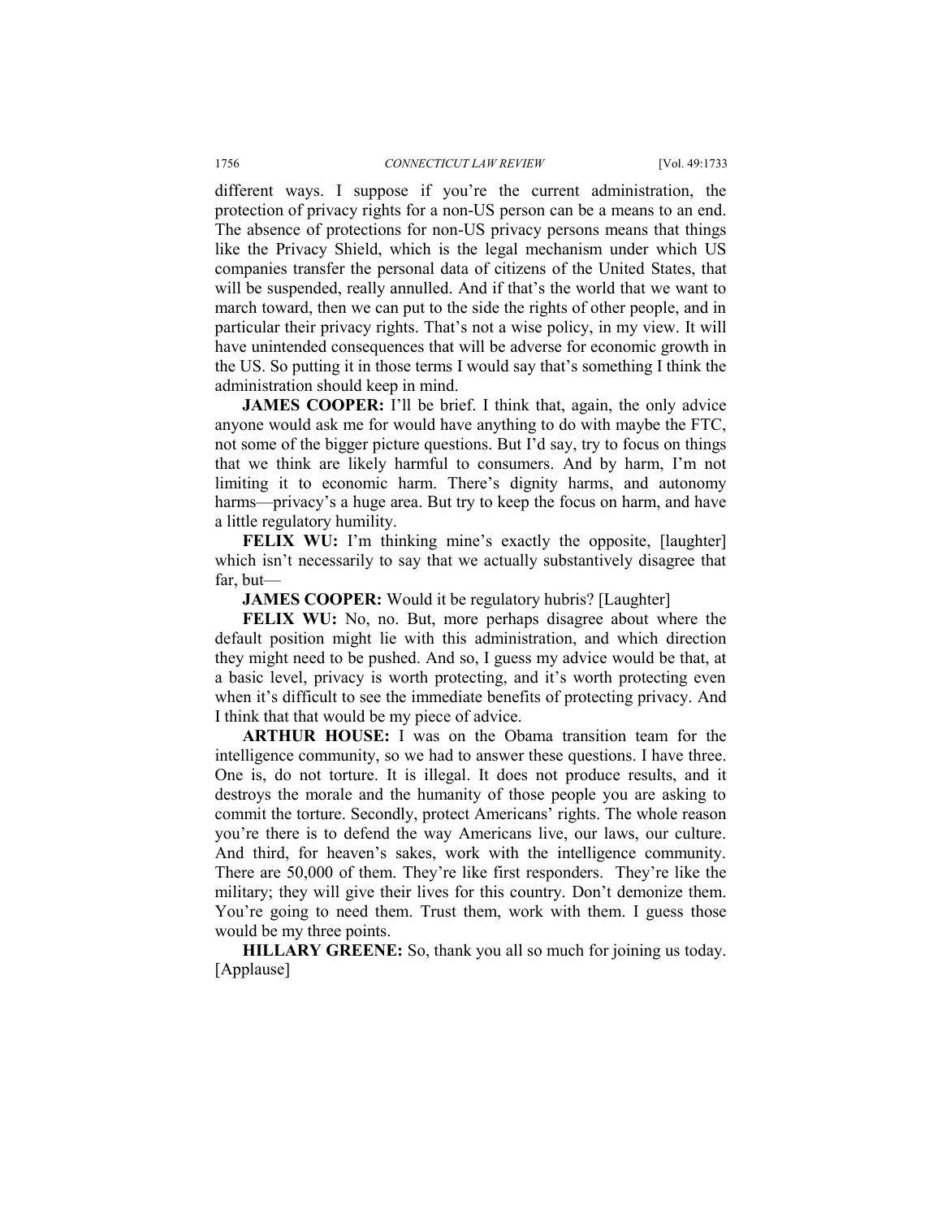different ways. I suppose if you're the current administration, the protection of privacy rights for a non-US person can be a means to an end. The absence of protections for non-US privacy persons means that things like the Privacy Shield, which is the legal mechanism under which US companies transfer the personal data of citizens of the United States, that will be suspended, really annulled. And if that's the world that we want to march toward, then we can put to the side the rights of other people, and in particular their privacy rights. That's not a wise policy, in my view. It will have unintended consequences that will be adverse for economic growth in the US. So putting it in those terms I would say that's something I think the administration should keep in mind.

**JAMES COOPER:** I'll be brief. I think that, again, the only advice anyone would ask me for would have anything to do with maybe the FTC, not some of the bigger picture questions. But I'd say, try to focus on things that we think are likely harmful to consumers. And by harm, I'm not limiting it to economic harm. There's dignity harms, and autonomy harms—privacy's a huge area. But try to keep the focus on harm, and have a little regulatory humility.

**FELIX WU:** I'm thinking mine's exactly the opposite, [laughter] which isn't necessarily to say that we actually substantively disagree that far, but—

**JAMES COOPER:** Would it be regulatory hubris? [Laughter]

**FELIX WU:** No, no. But, more perhaps disagree about where the default position might lie with this administration, and which direction they might need to be pushed. And so, I guess my advice would be that, at a basic level, privacy is worth protecting, and it's worth protecting even when it's difficult to see the immediate benefits of protecting privacy. And I think that that would be my piece of advice.

**ARTHUR HOUSE:** I was on the Obama transition team for the intelligence community, so we had to answer these questions. I have three. One is, do not torture. It is illegal. It does not produce results, and it destroys the morale and the humanity of those people you are asking to commit the torture. Secondly, protect Americans' rights. The whole reason you're there is to defend the way Americans live, our laws, our culture. And third, for heaven's sakes, work with the intelligence community. There are 50,000 of them. They're like first responders. They're like the military; they will give their lives for this country. Don't demonize them. You're going to need them. Trust them, work with them. I guess those would be my three points.

**HILLARY GREENE:** So, thank you all so much for joining us today. [Applause]